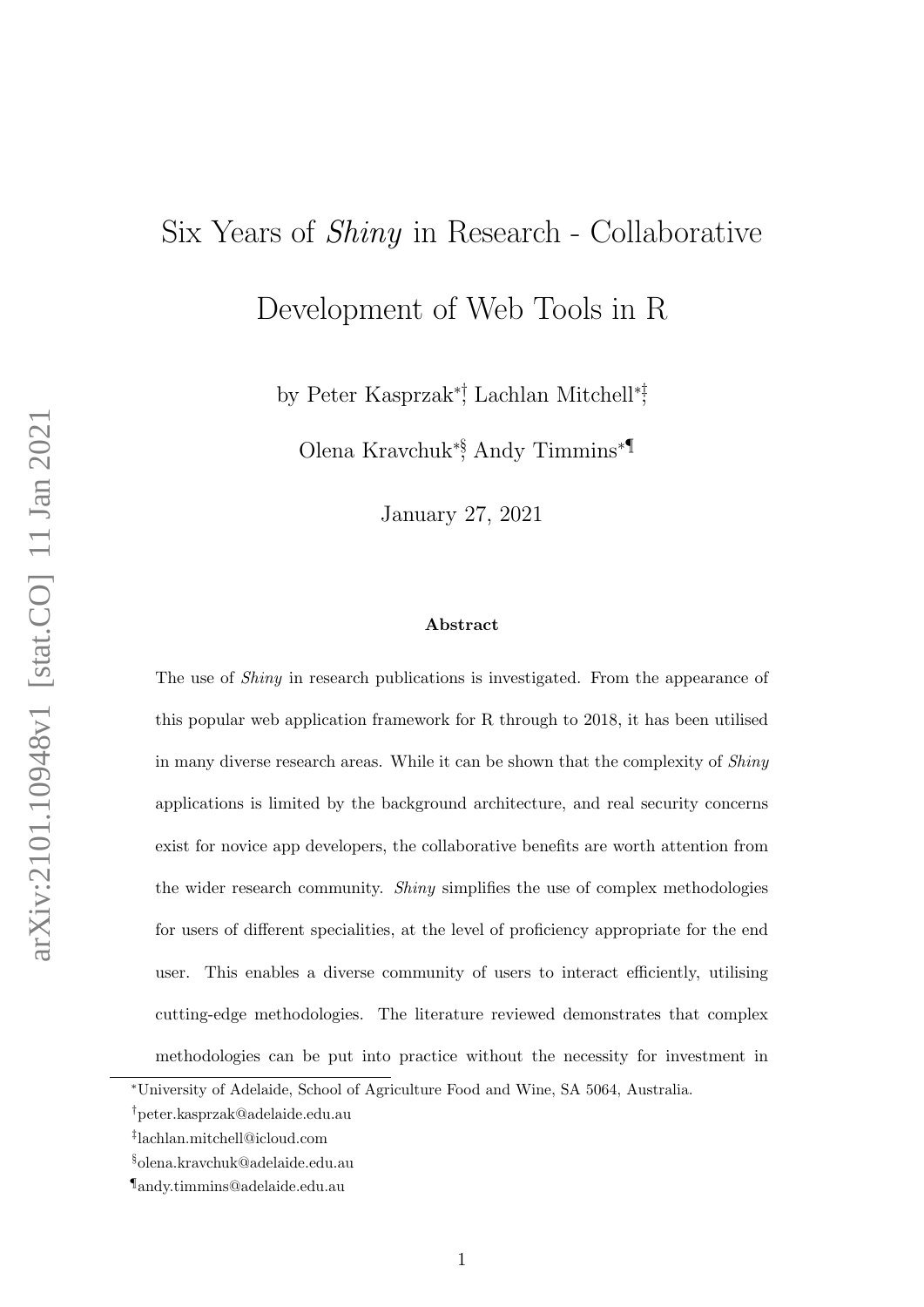# Six Years of *Shiny* in Research - Collaborative Development of Web Tools in R

by Peter Kasprzak[*,†], Lachlan Mitchell[*,‡], Olena Kravchuk[*,§], Andy Timmins[*,¶]

January 27, 2021

### Abstract

The use of *Shiny* in research publications is investigated. From the appearance of this popular web application framework for R through to 2018, it has been utilised in many diverse research areas. While it can be shown that the complexity of *Shiny* applications is limited by the background architecture, and real security concerns exist for novice app developers, the collaborative benefits are worth attention from the wider research community. *Shiny* simplifies the use of complex methodologies for users of different specialities, at the level of proficiency appropriate for the end user. This enables a diverse community of users to interact efficiently, utilising cutting-edge methodologies. The literature reviewed demonstrates that complex methodologies can be put into practice without the necessity for investment in

[*] University of Adelaide, School of Agriculture Food and Wine, SA 5064, Australia.

[†] peter.kasprzak@adelaide.edu.au

[‡] lachlan.mitchell@icloud.com

[§] olena.kravchuk@adelaide.edu.au

[¶] andy.timmins@adelaide.edu.au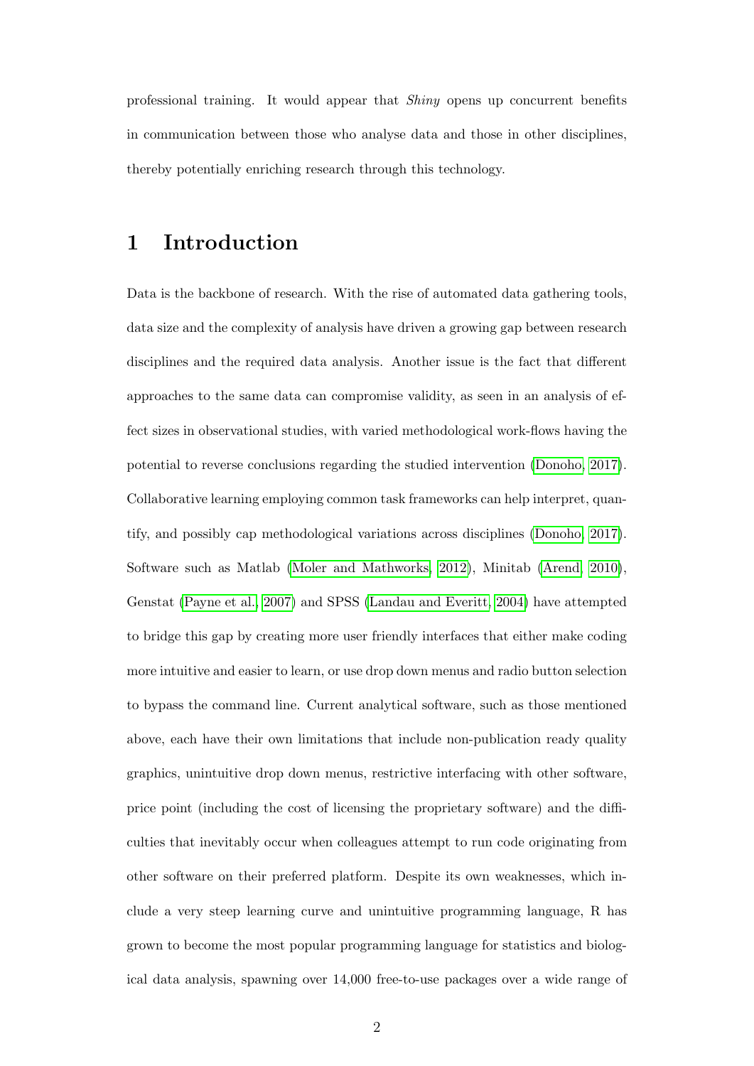professional training. It would appear that *Shiny* opens up concurrent benefits in communication between those who analyse data and those in other disciplines, thereby potentially enriching research through this technology.

# 1 Introduction

Data is the backbone of research. With the rise of automated data gathering tools, data size and the complexity of analysis have driven a growing gap between research disciplines and the required data analysis. Another issue is the fact that different approaches to the same data can compromise validity, as seen in an analysis of effect sizes in observational studies, with varied methodological work-flows having the potential to reverse conclusions regarding the studied intervention (Donoho, 2017). Collaborative learning employing common task frameworks can help interpret, quantify, and possibly cap methodological variations across disciplines (Donoho, 2017). Software such as Matlab (Moler and Mathworks, 2012), Minitab (Arend, 2010), Genstat (Payne et al., 2007) and SPSS (Landau and Everitt, 2004) have attempted to bridge this gap by creating more user friendly interfaces that either make coding more intuitive and easier to learn, or use drop down menus and radio button selection to bypass the command line. Current analytical software, such as those mentioned above, each have their own limitations that include non-publication ready quality graphics, unintuitive drop down menus, restrictive interfacing with other software, price point (including the cost of licensing the proprietary software) and the difficulties that inevitably occur when colleagues attempt to run code originating from other software on their preferred platform. Despite its own weaknesses, which include a very steep learning curve and unintuitive programming language, R has grown to become the most popular programming language for statistics and biological data analysis, spawning over 14,000 free-to-use packages over a wide range of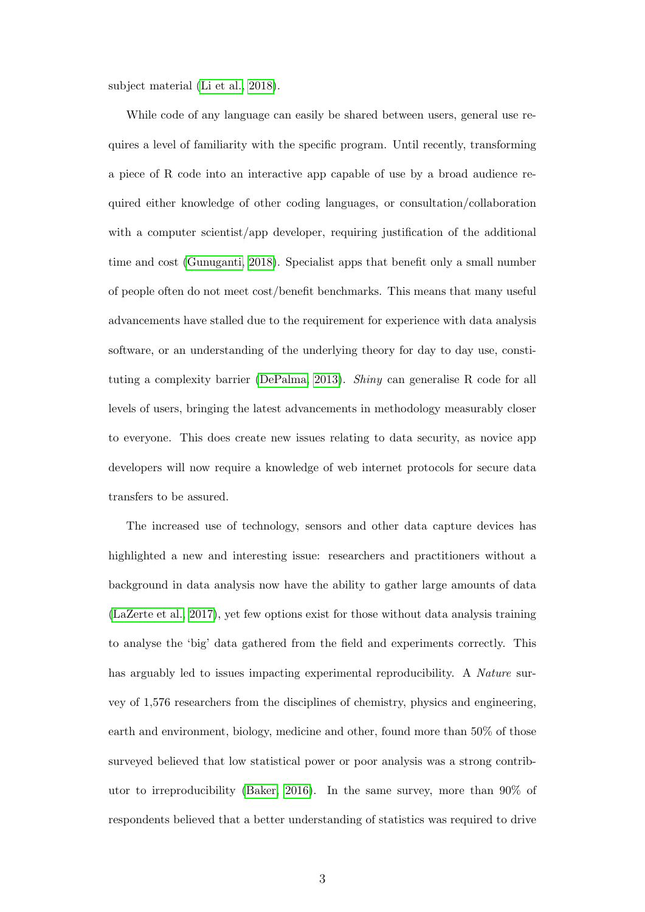subject material (Li et al., 2018).

While code of any language can easily be shared between users, general use requires a level of familiarity with the specific program. Until recently, transforming a piece of R code into an interactive app capable of use by a broad audience required either knowledge of other coding languages, or consultation/collaboration with a computer scientist/app developer, requiring justification of the additional time and cost (Gunuganti, 2018). Specialist apps that benefit only a small number of people often do not meet cost/benefit benchmarks. This means that many useful advancements have stalled due to the requirement for experience with data analysis software, or an understanding of the underlying theory for day to day use, constituting a complexity barrier (DePalma, 2013). *Shiny* can generalise R code for all levels of users, bringing the latest advancements in methodology measurably closer to everyone. This does create new issues relating to data security, as novice app developers will now require a knowledge of web internet protocols for secure data transfers to be assured.

The increased use of technology, sensors and other data capture devices has highlighted a new and interesting issue: researchers and practitioners without a background in data analysis now have the ability to gather large amounts of data (LaZerte et al., 2017), yet few options exist for those without data analysis training to analyse the 'big' data gathered from the field and experiments correctly. This has arguably led to issues impacting experimental reproducibility. A *Nature* survey of 1,576 researchers from the disciplines of chemistry, physics and engineering, earth and environment, biology, medicine and other, found more than 50% of those surveyed believed that low statistical power or poor analysis was a strong contributor to irreproducibility (Baker, 2016). In the same survey, more than 90% of respondents believed that a better understanding of statistics was required to drive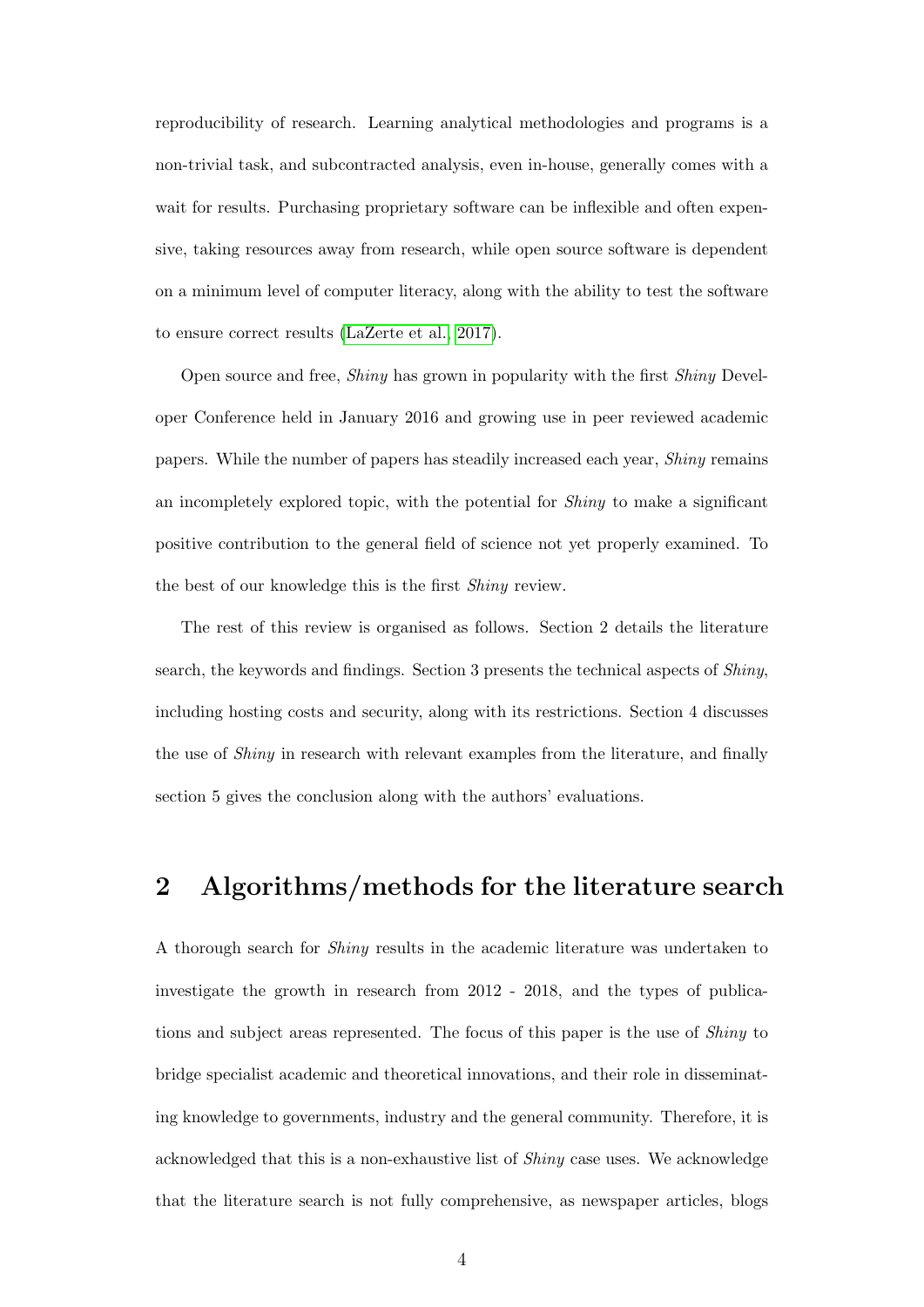reproducibility of research. Learning analytical methodologies and programs is a non-trivial task, and subcontracted analysis, even in-house, generally comes with a wait for results. Purchasing proprietary software can be inflexible and often expensive, taking resources away from research, while open source software is dependent on a minimum level of computer literacy, along with the ability to test the software to ensure correct results (LaZerte et al., 2017).

Open source and free, *Shiny* has grown in popularity with the first *Shiny* Developer Conference held in January 2016 and growing use in peer reviewed academic papers. While the number of papers has steadily increased each year, *Shiny* remains an incompletely explored topic, with the potential for *Shiny* to make a significant positive contribution to the general field of science not yet properly examined. To the best of our knowledge this is the first *Shiny* review.

The rest of this review is organised as follows. Section 2 details the literature search, the keywords and findings. Section 3 presents the technical aspects of *Shiny*, including hosting costs and security, along with its restrictions. Section 4 discusses the use of *Shiny* in research with relevant examples from the literature, and finally section 5 gives the conclusion along with the authors' evaluations.

## 2 Algorithms/methods for the literature search

A thorough search for *Shiny* results in the academic literature was undertaken to investigate the growth in research from 2012 - 2018, and the types of publications and subject areas represented. The focus of this paper is the use of *Shiny* to bridge specialist academic and theoretical innovations, and their role in disseminating knowledge to governments, industry and the general community. Therefore, it is acknowledged that this is a non-exhaustive list of *Shiny* case uses. We acknowledge that the literature search is not fully comprehensive, as newspaper articles, blogs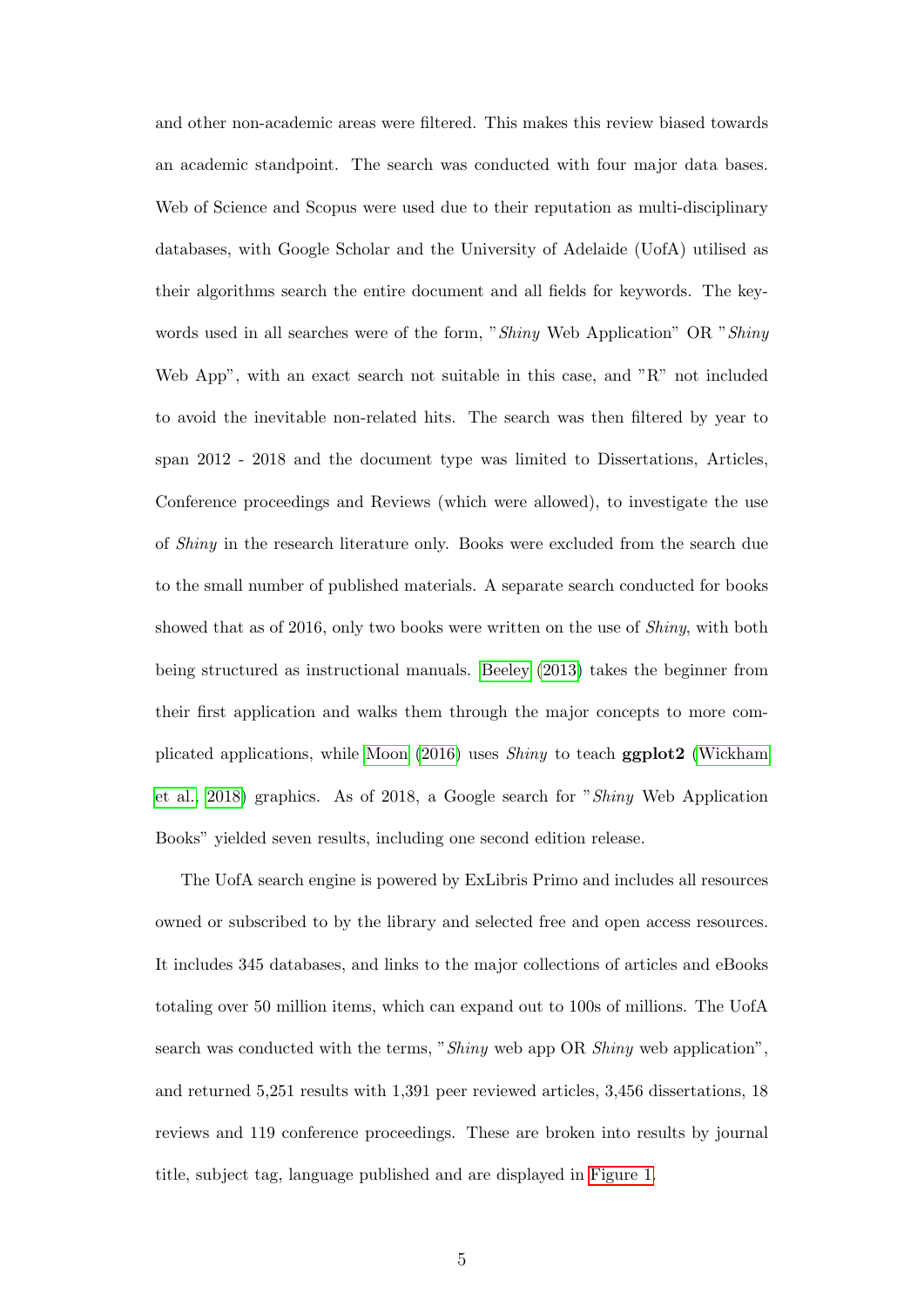and other non-academic areas were filtered. This makes this review biased towards an academic standpoint. The search was conducted with four major data bases. Web of Science and Scopus were used due to their reputation as multi-disciplinary databases, with Google Scholar and the University of Adelaide (UofA) utilised as their algorithms search the entire document and all fields for keywords. The keywords used in all searches were of the form, "*Shiny* Web Application" OR "*Shiny* Web App", with an exact search not suitable in this case, and "R" not included to avoid the inevitable non-related hits. The search was then filtered by year to span 2012 - 2018 and the document type was limited to Dissertations, Articles, Conference proceedings and Reviews (which were allowed), to investigate the use of *Shiny* in the research literature only. Books were excluded from the search due to the small number of published materials. A separate search conducted for books showed that as of 2016, only two books were written on the use of *Shiny*, with both being structured as instructional manuals. Beeley (2013) takes the beginner from their first application and walks them through the major concepts to more complicated applications, while Moon (2016) uses *Shiny* to teach **ggplot2** (Wickham et al., 2018) graphics. As of 2018, a Google search for "*Shiny* Web Application Books" yielded seven results, including one second edition release.

The UofA search engine is powered by ExLibris Primo and includes all resources owned or subscribed to by the library and selected free and open access resources. It includes 345 databases, and links to the major collections of articles and eBooks totaling over 50 million items, which can expand out to 100s of millions. The UofA search was conducted with the terms, "*Shiny* web app OR *Shiny* web application", and returned 5,251 results with 1,391 peer reviewed articles, 3,456 dissertations, 18 reviews and 119 conference proceedings. These are broken into results by journal title, subject tag, language published and are displayed in Figure 1.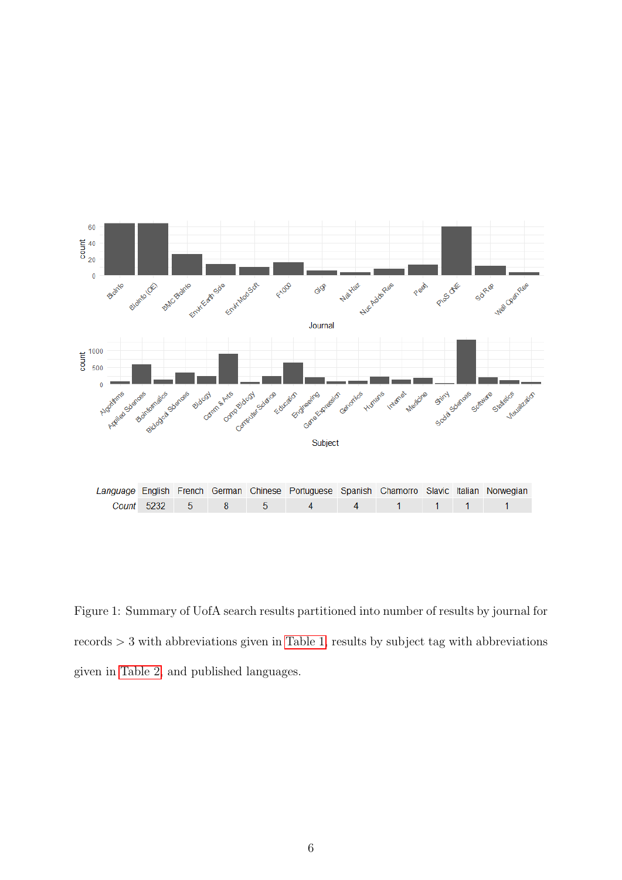| Language | English | French | German | Chinese | Portuguese | Spanish | Chamorro | Slavic | Italian | Norwegian |
|---|---|---|---|---|---|---|---|---|---|---|
| Count | 5232 | 5 | 8 | 5 | 4 | 4 | 1 | 1 | 1 | 1 |

Figure 1: Summary of UofA search results partitioned into number of results by journal for records > 3 with abbreviations given in Table 1, results by subject tag with abbreviations given in Table 2, and published languages.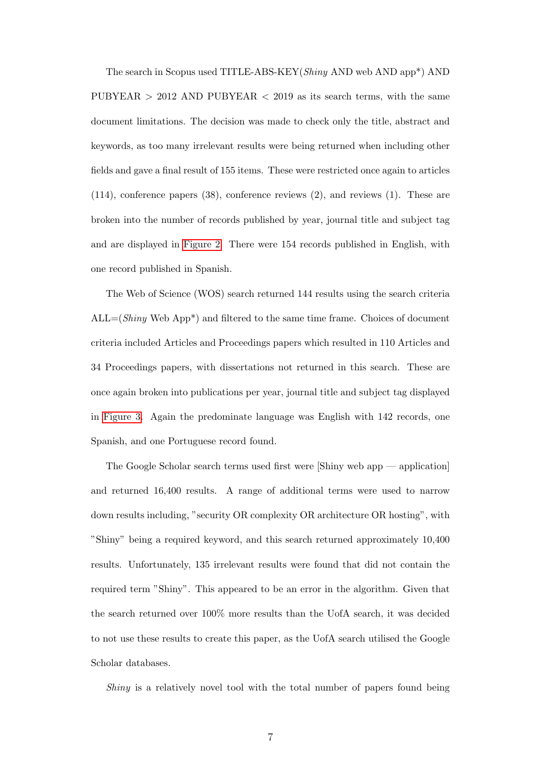The search in Scopus used TITLE-ABS-KEY(*Shiny* AND web AND app*) AND PUBYEAR > 2012 AND PUBYEAR < 2019 as its search terms, with the same document limitations. The decision was made to check only the title, abstract and keywords, as too many irrelevant results were being returned when including other fields and gave a final result of 155 items. These were restricted once again to articles (114), conference papers (38), conference reviews (2), and reviews (1). These are broken into the number of records published by year, journal title and subject tag and are displayed in Figure 2. There were 154 records published in English, with one record published in Spanish.

The Web of Science (WOS) search returned 144 results using the search criteria ALL=(*Shiny* Web App*) and filtered to the same time frame. Choices of document criteria included Articles and Proceedings papers which resulted in 110 Articles and 34 Proceedings papers, with dissertations not returned in this search. These are once again broken into publications per year, journal title and subject tag displayed in Figure 3. Again the predominate language was English with 142 records, one Spanish, and one Portuguese record found.

The Google Scholar search terms used first were [Shiny web app — application] and returned 16,400 results. A range of additional terms were used to narrow down results including, "security OR complexity OR architecture OR hosting", with "Shiny" being a required keyword, and this search returned approximately 10,400 results. Unfortunately, 135 irrelevant results were found that did not contain the required term "Shiny". This appeared to be an error in the algorithm. Given that the search returned over 100% more results than the UofA search, it was decided to not use these results to create this paper, as the UofA search utilised the Google Scholar databases.

*Shiny* is a relatively novel tool with the total number of papers found being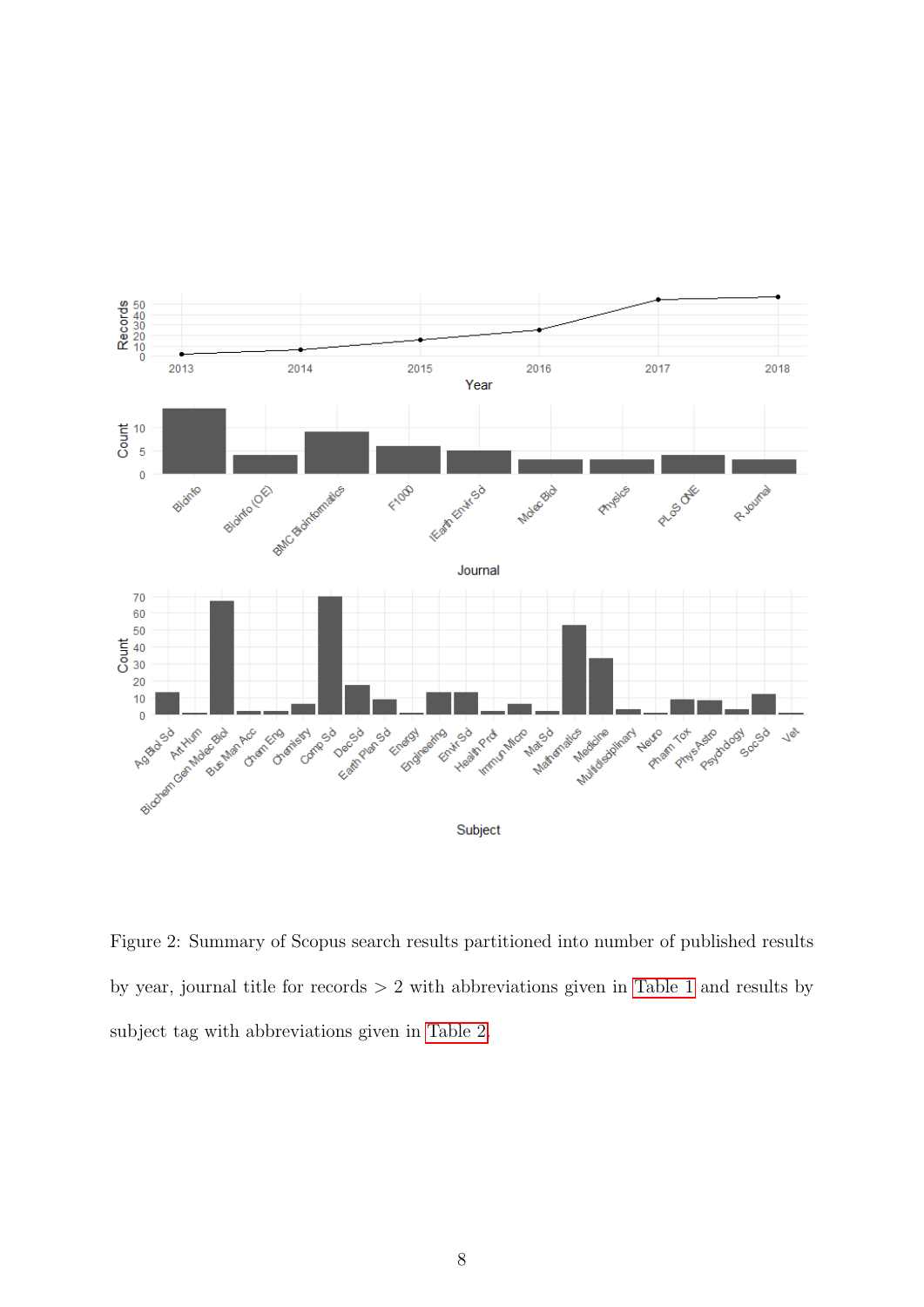Figure 2: Summary of Scopus search results partitioned into number of published results by year, journal title for records > 2 with abbreviations given in Table 1 and results by subject tag with abbreviations given in Table 2.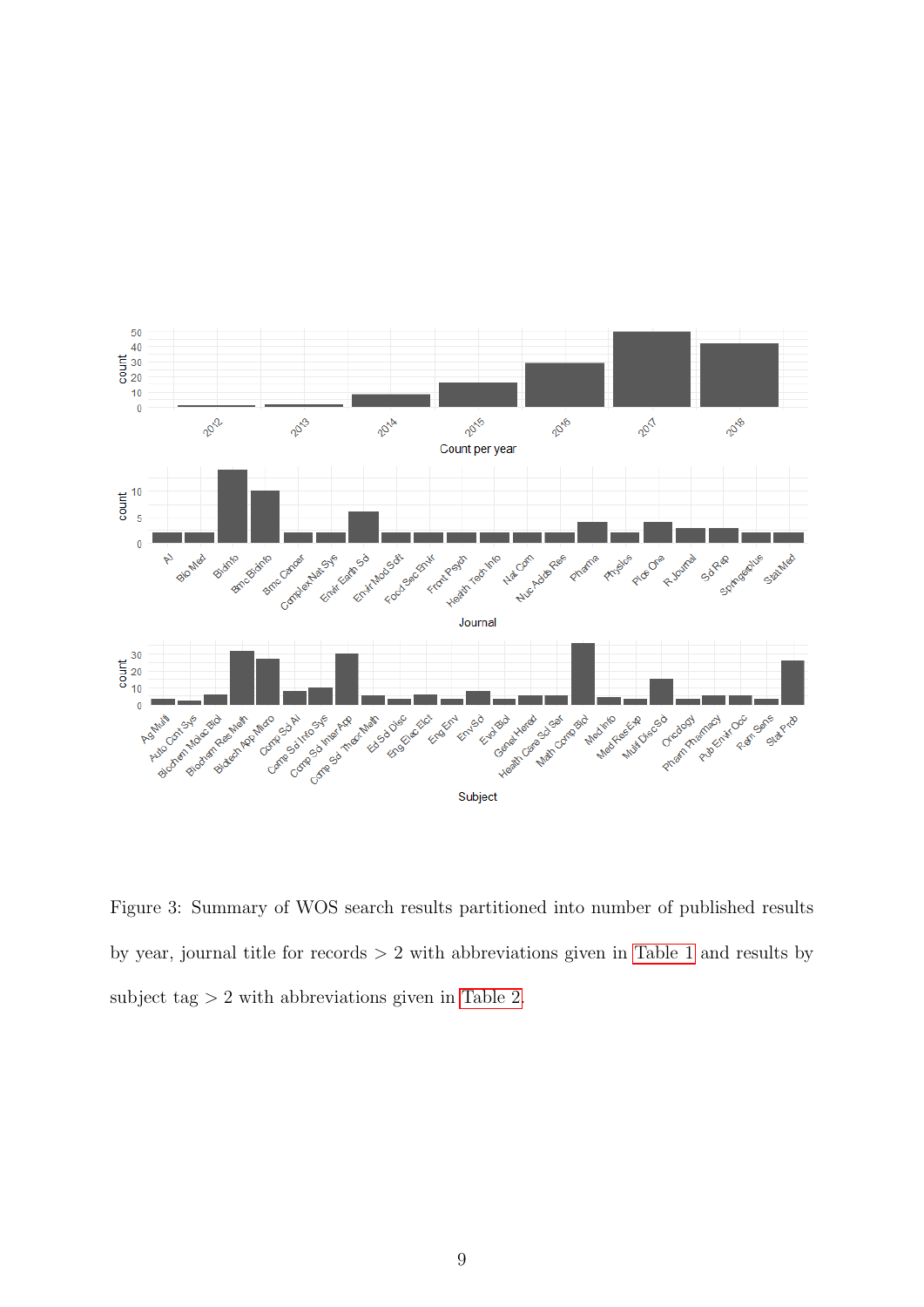Figure 3: Summary of WOS search results partitioned into number of published results by year, journal title for records > 2 with abbreviations given in Table 1 and results by subject tag > 2 with abbreviations given in Table 2.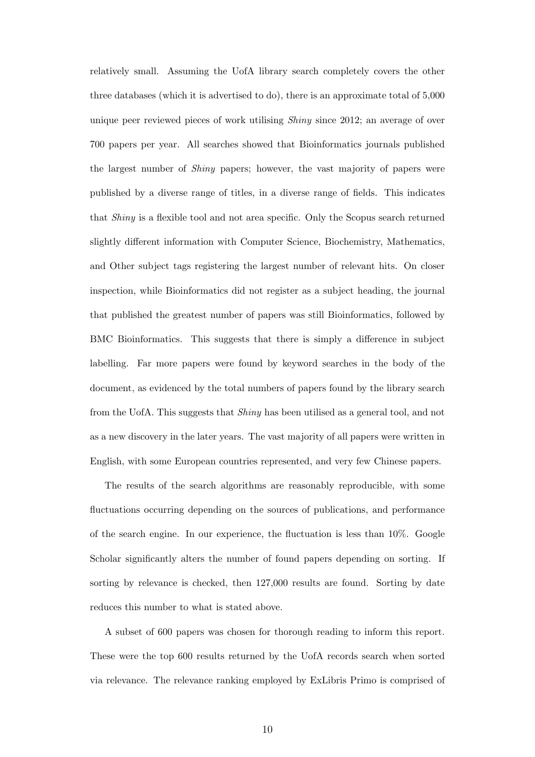relatively small. Assuming the UofA library search completely covers the other three databases (which it is advertised to do), there is an approximate total of 5,000 unique peer reviewed pieces of work utilising *Shiny* since 2012; an average of over 700 papers per year. All searches showed that Bioinformatics journals published the largest number of *Shiny* papers; however, the vast majority of papers were published by a diverse range of titles, in a diverse range of fields. This indicates that *Shiny* is a flexible tool and not area specific. Only the Scopus search returned slightly different information with Computer Science, Biochemistry, Mathematics, and Other subject tags registering the largest number of relevant hits. On closer inspection, while Bioinformatics did not register as a subject heading, the journal that published the greatest number of papers was still Bioinformatics, followed by BMC Bioinformatics. This suggests that there is simply a difference in subject labelling. Far more papers were found by keyword searches in the body of the document, as evidenced by the total numbers of papers found by the library search from the UofA. This suggests that *Shiny* has been utilised as a general tool, and not as a new discovery in the later years. The vast majority of all papers were written in English, with some European countries represented, and very few Chinese papers.

The results of the search algorithms are reasonably reproducible, with some fluctuations occurring depending on the sources of publications, and performance of the search engine. In our experience, the fluctuation is less than 10%. Google Scholar significantly alters the number of found papers depending on sorting. If sorting by relevance is checked, then 127,000 results are found. Sorting by date reduces this number to what is stated above.

A subset of 600 papers was chosen for thorough reading to inform this report. These were the top 600 results returned by the UofA records search when sorted via relevance. The relevance ranking employed by ExLibris Primo is comprised of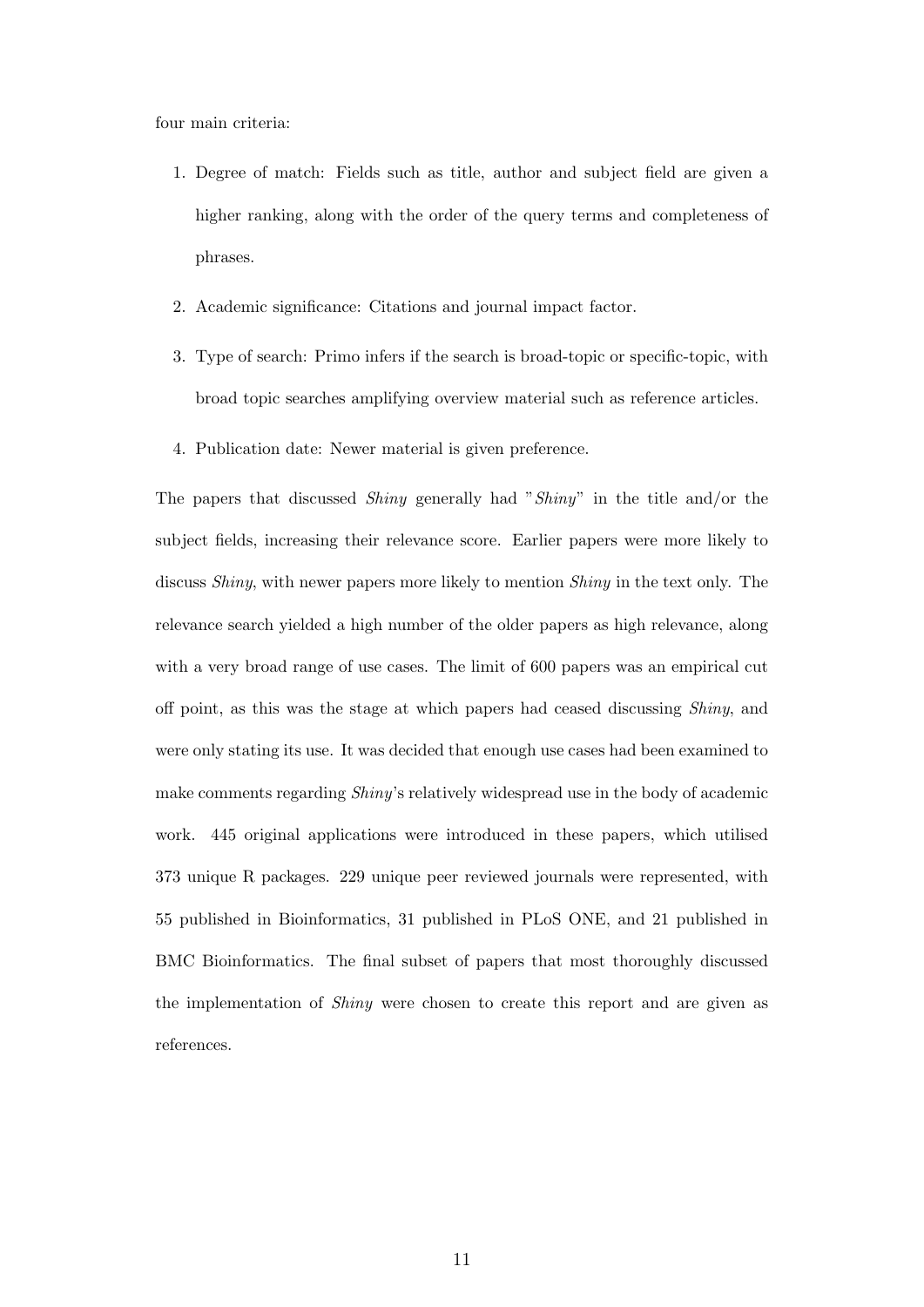four main criteria:

1. Degree of match: Fields such as title, author and subject field are given a higher ranking, along with the order of the query terms and completeness of phrases.
2. Academic significance: Citations and journal impact factor.
3. Type of search: Primo infers if the search is broad-topic or specific-topic, with broad topic searches amplifying overview material such as reference articles.
4. Publication date: Newer material is given preference.

The papers that discussed *Shiny* generally had "*Shiny*" in the title and/or the subject fields, increasing their relevance score. Earlier papers were more likely to discuss *Shiny*, with newer papers more likely to mention *Shiny* in the text only. The relevance search yielded a high number of the older papers as high relevance, along with a very broad range of use cases. The limit of 600 papers was an empirical cut off point, as this was the stage at which papers had ceased discussing *Shiny*, and were only stating its use. It was decided that enough use cases had been examined to make comments regarding *Shiny*'s relatively widespread use in the body of academic work. 445 original applications were introduced in these papers, which utilised 373 unique R packages. 229 unique peer reviewed journals were represented, with 55 published in Bioinformatics, 31 published in PLoS ONE, and 21 published in BMC Bioinformatics. The final subset of papers that most thoroughly discussed the implementation of *Shiny* were chosen to create this report and are given as references.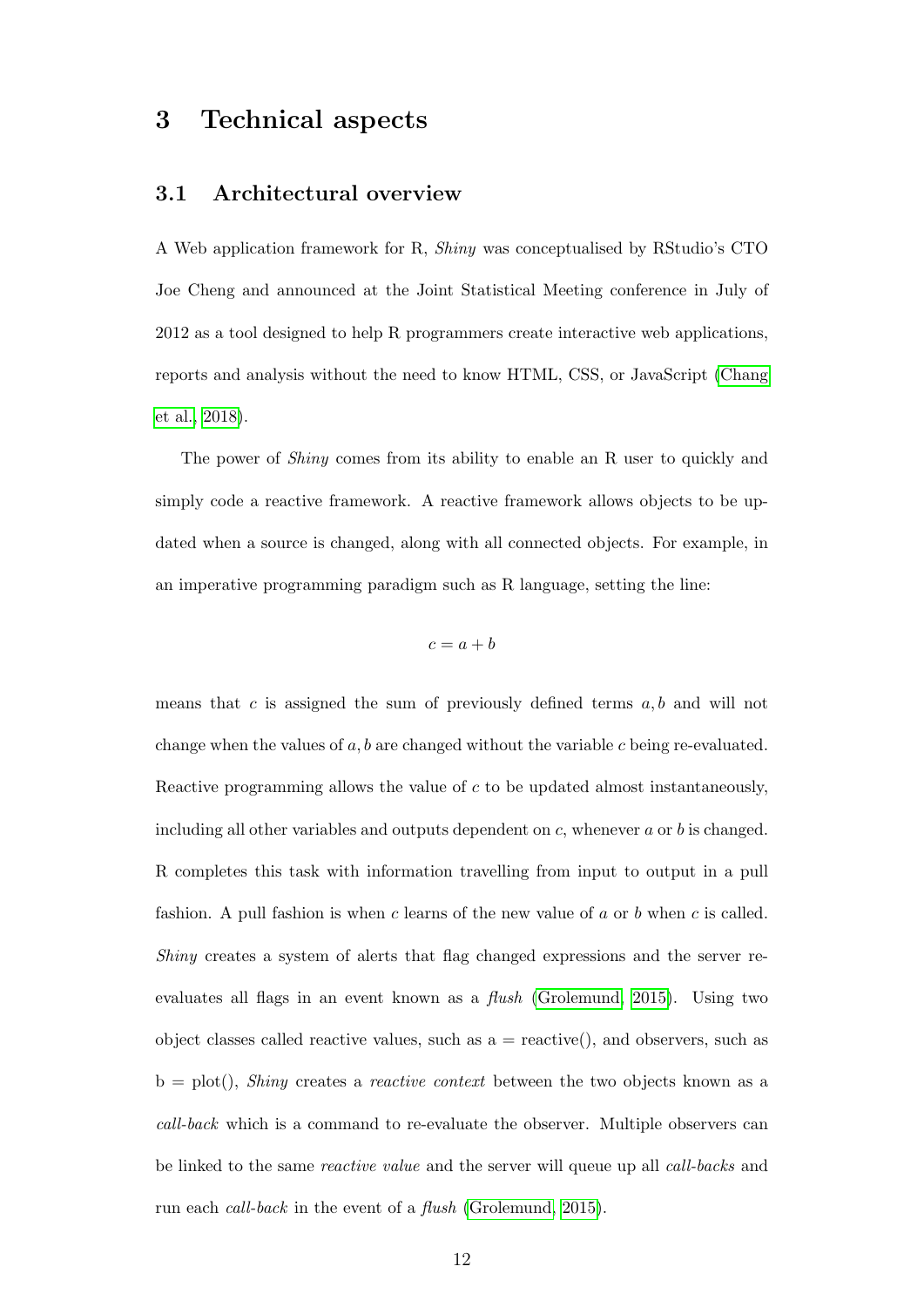# 3 Technical aspects

## 3.1 Architectural overview

A Web application framework for R, *Shiny* was conceptualised by RStudio's CTO Joe Cheng and announced at the Joint Statistical Meeting conference in July of 2012 as a tool designed to help R programmers create interactive web applications, reports and analysis without the need to know HTML, CSS, or JavaScript (Chang et al., 2018).

The power of *Shiny* comes from its ability to enable an R user to quickly and simply code a reactive framework. A reactive framework allows objects to be updated when a source is changed, along with all connected objects. For example, in an imperative programming paradigm such as R language, setting the line:

$$c = a + b$$

means that $c$ is assigned the sum of previously defined terms $a, b$ and will not change when the values of $a, b$ are changed without the variable $c$ being re-evaluated. Reactive programming allows the value of $c$ to be updated almost instantaneously, including all other variables and outputs dependent on $c$, whenever $a$ or $b$ is changed. R completes this task with information travelling from input to output in a pull fashion. A pull fashion is when $c$ learns of the new value of $a$ or $b$ when $c$ is called. *Shiny* creates a system of alerts that flag changed expressions and the server re-evaluates all flags in an event known as a *flush* (Grolemund, 2015). Using two object classes called reactive values, such as a = reactive(), and observers, such as b = plot(), *Shiny* creates a *reactive context* between the two objects known as a *call-back* which is a command to re-evaluate the observer. Multiple observers can be linked to the same *reactive value* and the server will queue up all *call-backs* and run each *call-back* in the event of a *flush* (Grolemund, 2015).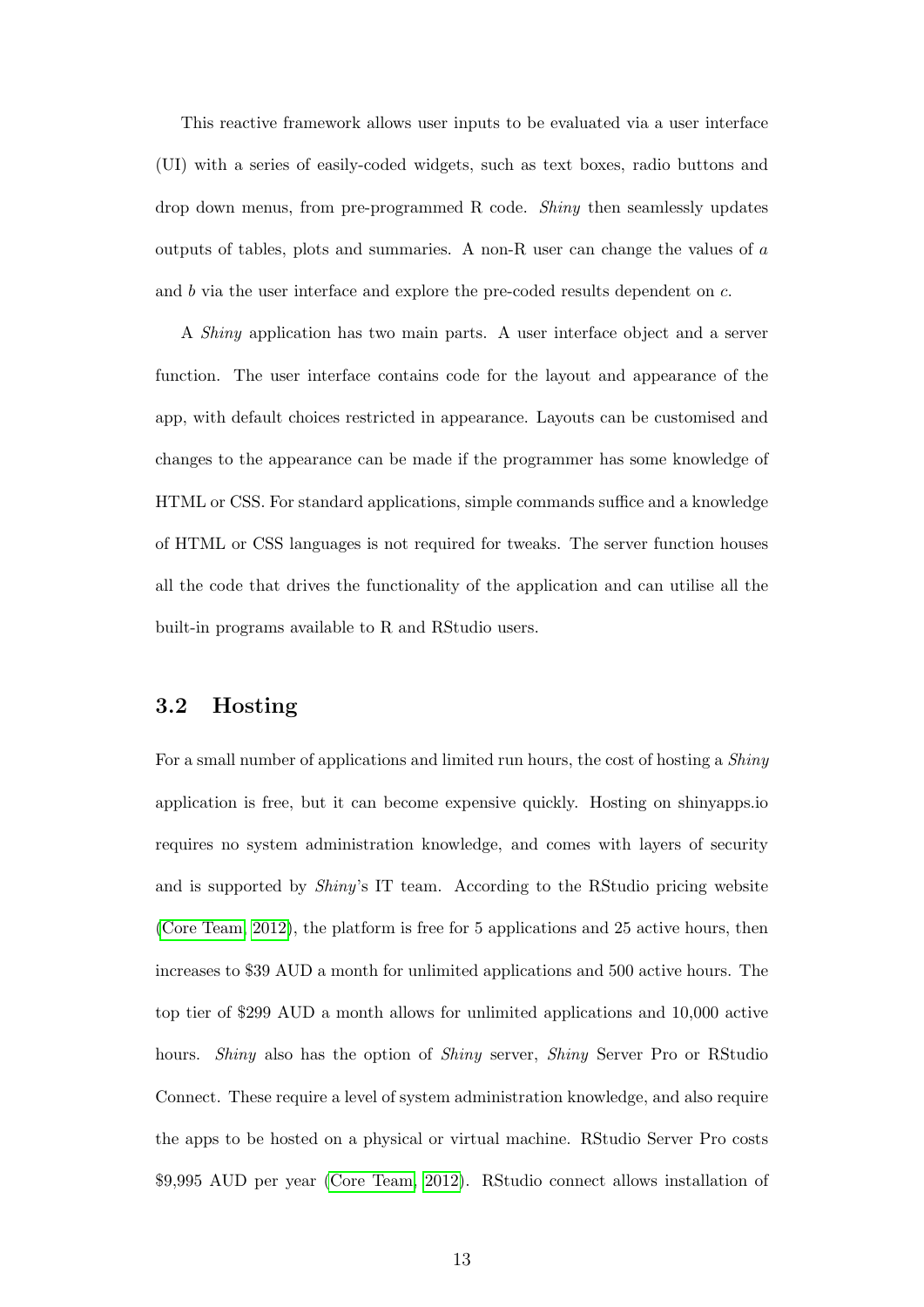This reactive framework allows user inputs to be evaluated via a user interface (UI) with a series of easily-coded widgets, such as text boxes, radio buttons and drop down menus, from pre-programmed R code. *Shiny* then seamlessly updates outputs of tables, plots and summaries. A non-R user can change the values of $a$ and $b$ via the user interface and explore the pre-coded results dependent on $c$.

A *Shiny* application has two main parts. A user interface object and a server function. The user interface contains code for the layout and appearance of the app, with default choices restricted in appearance. Layouts can be customised and changes to the appearance can be made if the programmer has some knowledge of HTML or CSS. For standard applications, simple commands suffice and a knowledge of HTML or CSS languages is not required for tweaks. The server function houses all the code that drives the functionality of the application and can utilise all the built-in programs available to R and RStudio users.

## 3.2 Hosting

For a small number of applications and limited run hours, the cost of hosting a *Shiny* application is free, but it can become expensive quickly. Hosting on shinyapps.io requires no system administration knowledge, and comes with layers of security and is supported by *Shiny*'s IT team. According to the RStudio pricing website (Core Team, 2012), the platform is free for 5 applications and 25 active hours, then increases to $39 AUD a month for unlimited applications and 500 active hours. The top tier of $299 AUD a month allows for unlimited applications and 10,000 active hours. *Shiny* also has the option of *Shiny* server, *Shiny* Server Pro or RStudio Connect. These require a level of system administration knowledge, and also require the apps to be hosted on a physical or virtual machine. RStudio Server Pro costs $9,995 AUD per year (Core Team, 2012). RStudio connect allows installation of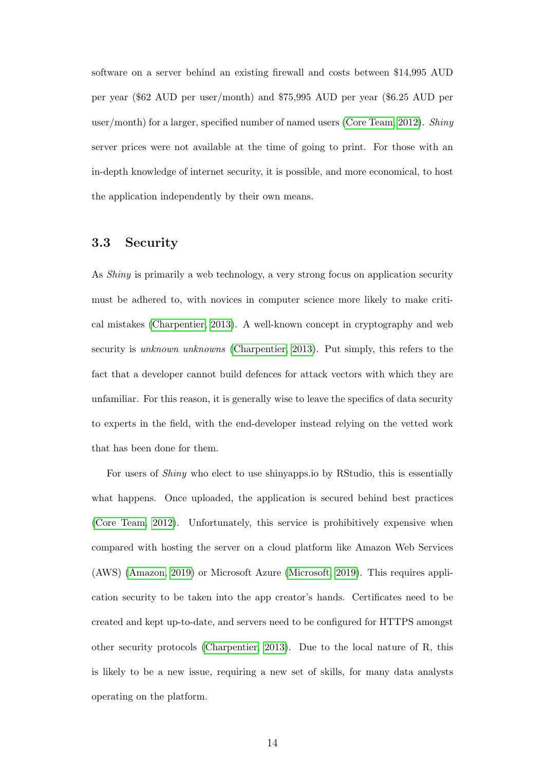software on a server behind an existing firewall and costs between $14,995 AUD per year ($62 AUD per user/month) and $75,995 AUD per year ($6.25 AUD per user/month) for a larger, specified number of named users (Core Team, 2012). *Shiny* server prices were not available at the time of going to print. For those with an in-depth knowledge of internet security, it is possible, and more economical, to host the application independently by their own means.

## 3.3 Security

As *Shiny* is primarily a web technology, a very strong focus on application security must be adhered to, with novices in computer science more likely to make critical mistakes (Charpentier, 2013). A well-known concept in cryptography and web security is *unknown unknowns* (Charpentier, 2013). Put simply, this refers to the fact that a developer cannot build defences for attack vectors with which they are unfamiliar. For this reason, it is generally wise to leave the specifics of data security to experts in the field, with the end-developer instead relying on the vetted work that has been done for them.

For users of *Shiny* who elect to use shinyapps.io by RStudio, this is essentially what happens. Once uploaded, the application is secured behind best practices (Core Team, 2012). Unfortunately, this service is prohibitively expensive when compared with hosting the server on a cloud platform like Amazon Web Services (AWS) (Amazon, 2019) or Microsoft Azure (Microsoft, 2019). This requires application security to be taken into the app creator's hands. Certificates need to be created and kept up-to-date, and servers need to be configured for HTTPS amongst other security protocols (Charpentier, 2013). Due to the local nature of R, this is likely to be a new issue, requiring a new set of skills, for many data analysts operating on the platform.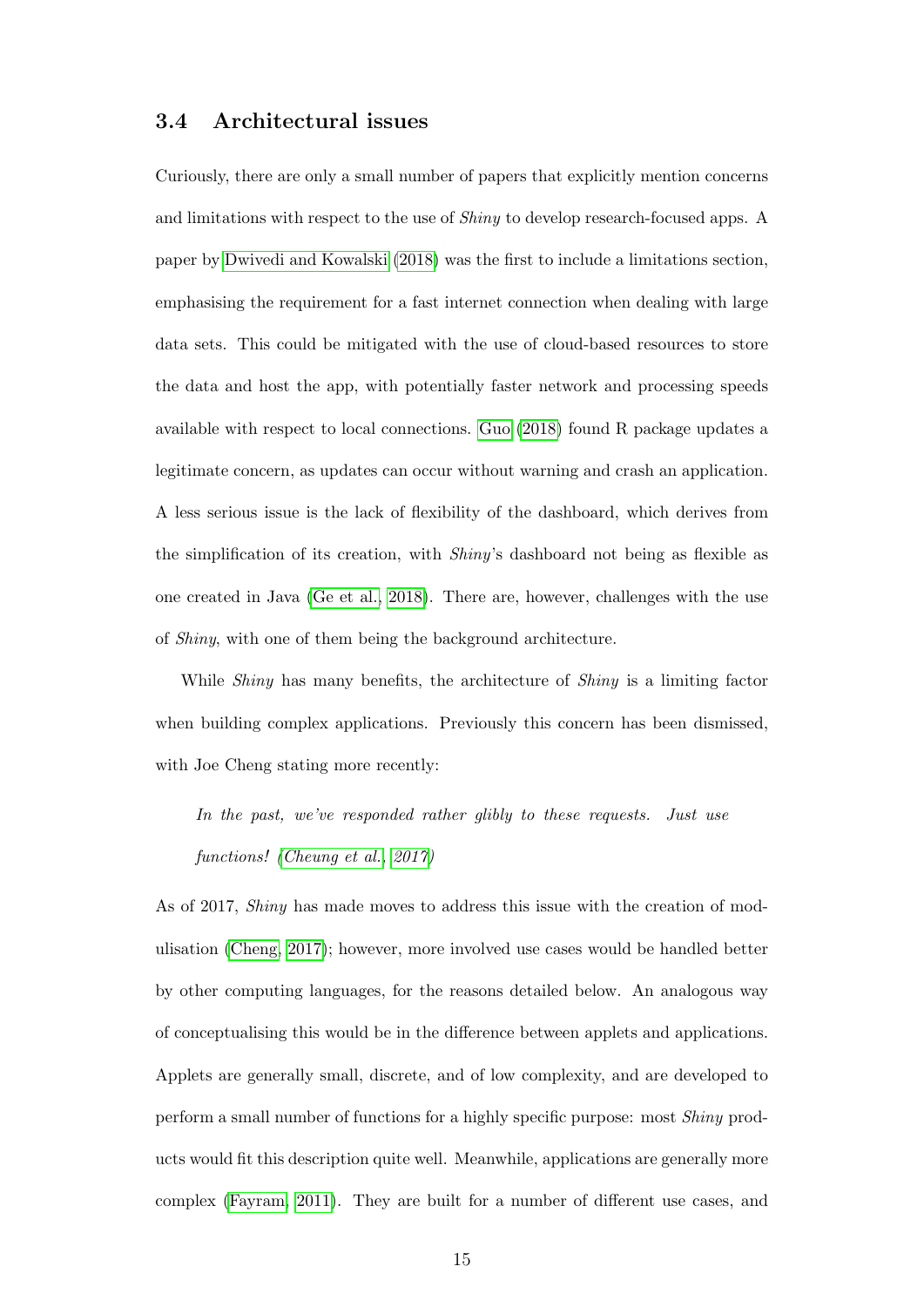### 3.4 Architectural issues

Curiously, there are only a small number of papers that explicitly mention concerns and limitations with respect to the use of *Shiny* to develop research-focused apps. A paper by Dwivedi and Kowalski (2018) was the first to include a limitations section, emphasising the requirement for a fast internet connection when dealing with large data sets. This could be mitigated with the use of cloud-based resources to store the data and host the app, with potentially faster network and processing speeds available with respect to local connections. Guo (2018) found R package updates a legitimate concern, as updates can occur without warning and crash an application. A less serious issue is the lack of flexibility of the dashboard, which derives from the simplification of its creation, with *Shiny*'s dashboard not being as flexible as one created in Java (Ge et al., 2018). There are, however, challenges with the use of *Shiny*, with one of them being the background architecture.

While *Shiny* has many benefits, the architecture of *Shiny* is a limiting factor when building complex applications. Previously this concern has been dismissed, with Joe Cheng stating more recently:

> *In the past, we've responded rather glibly to these requests. Just use functions! (Cheung et al., 2017)*

As of 2017, *Shiny* has made moves to address this issue with the creation of modulisation (Cheng, 2017); however, more involved use cases would be handled better by other computing languages, for the reasons detailed below. An analogous way of conceptualising this would be in the difference between applets and applications. Applets are generally small, discrete, and of low complexity, and are developed to perform a small number of functions for a highly specific purpose: most *Shiny* products would fit this description quite well. Meanwhile, applications are generally more complex (Fayram, 2011). They are built for a number of different use cases, and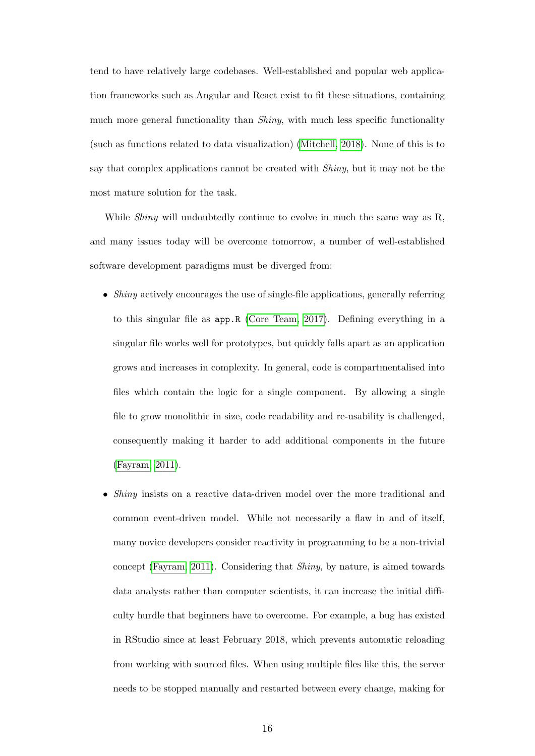tend to have relatively large codebases. Well-established and popular web application frameworks such as Angular and React exist to fit these situations, containing much more general functionality than *Shiny*, with much less specific functionality (such as functions related to data visualization) (Mitchell, 2018). None of this is to say that complex applications cannot be created with *Shiny*, but it may not be the most mature solution for the task.

While *Shiny* will undoubtedly continue to evolve in much the same way as R, and many issues today will be overcome tomorrow, a number of well-established software development paradigms must be diverged from:

- *Shiny* actively encourages the use of single-file applications, generally referring to this singular file as `app.R` (Core Team, 2017). Defining everything in a singular file works well for prototypes, but quickly falls apart as an application grows and increases in complexity. In general, code is compartmentalised into files which contain the logic for a single component. By allowing a single file to grow monolithic in size, code readability and re-usability is challenged, consequently making it harder to add additional components in the future (Fayram, 2011).
- *Shiny* insists on a reactive data-driven model over the more traditional and common event-driven model. While not necessarily a flaw in and of itself, many novice developers consider reactivity in programming to be a non-trivial concept (Fayram, 2011). Considering that *Shiny*, by nature, is aimed towards data analysts rather than computer scientists, it can increase the initial difficulty hurdle that beginners have to overcome. For example, a bug has existed in RStudio since at least February 2018, which prevents automatic reloading from working with sourced files. When using multiple files like this, the server needs to be stopped manually and restarted between every change, making for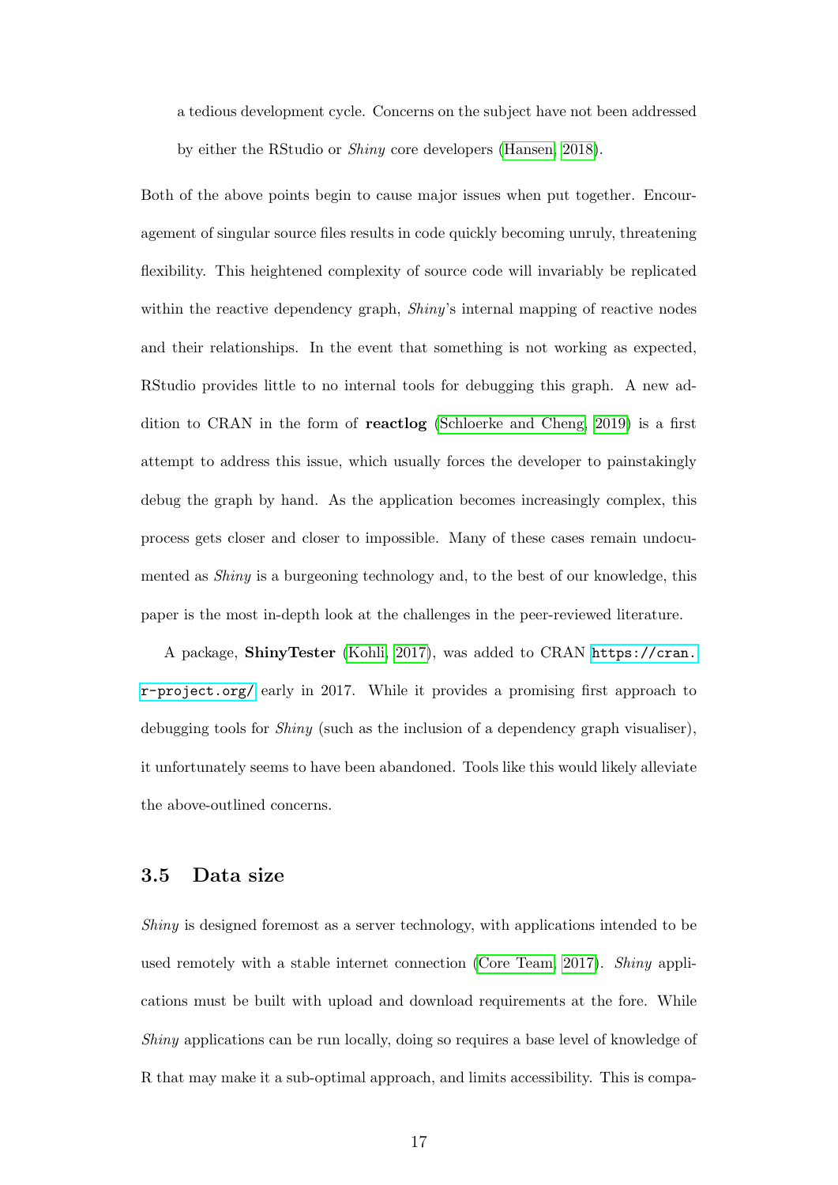a tedious development cycle. Concerns on the subject have not been addressed by either the RStudio or *Shiny* core developers (Hansen, 2018).

Both of the above points begin to cause major issues when put together. Encouragement of singular source files results in code quickly becoming unruly, threatening flexibility. This heightened complexity of source code will invariably be replicated within the reactive dependency graph, *Shiny*'s internal mapping of reactive nodes and their relationships. In the event that something is not working as expected, RStudio provides little to no internal tools for debugging this graph. A new addition to CRAN in the form of **reactlog** (Schloerke and Cheng, 2019) is a first attempt to address this issue, which usually forces the developer to painstakingly debug the graph by hand. As the application becomes increasingly complex, this process gets closer and closer to impossible. Many of these cases remain undocumented as *Shiny* is a burgeoning technology and, to the best of our knowledge, this paper is the most in-depth look at the challenges in the peer-reviewed literature.

A package, **ShinyTester** (Kohli, 2017), was added to CRAN `https://cran.r-project.org/` early in 2017. While it provides a promising first approach to debugging tools for *Shiny* (such as the inclusion of a dependency graph visualiser), it unfortunately seems to have been abandoned. Tools like this would likely alleviate the above-outlined concerns.

### 3.5 Data size

*Shiny* is designed foremost as a server technology, with applications intended to be used remotely with a stable internet connection (Core Team, 2017). *Shiny* applications must be built with upload and download requirements at the fore. While *Shiny* applications can be run locally, doing so requires a base level of knowledge of R that may make it a sub-optimal approach, and limits accessibility. This is compa-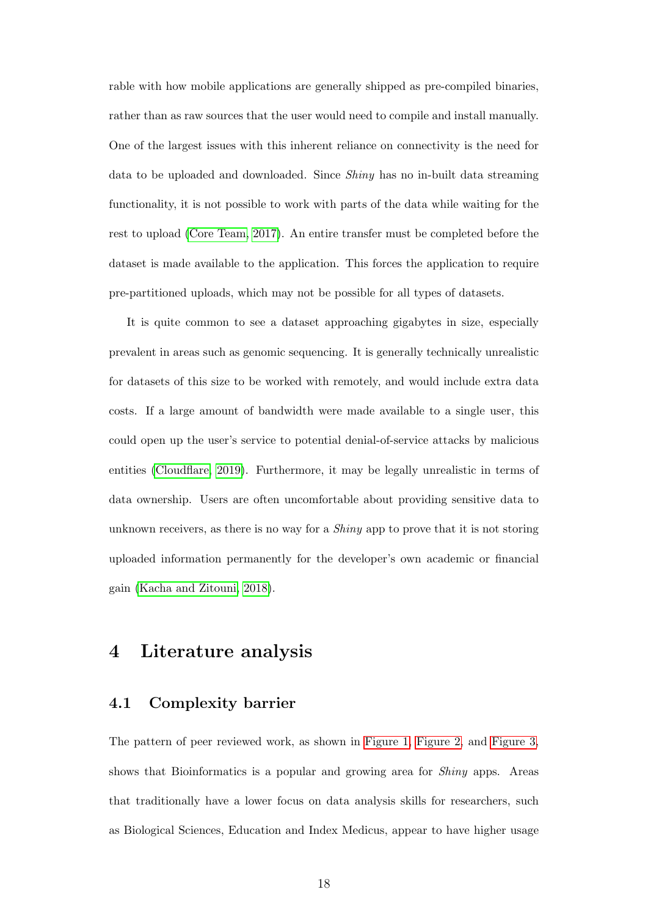rable with how mobile applications are generally shipped as pre-compiled binaries, rather than as raw sources that the user would need to compile and install manually. One of the largest issues with this inherent reliance on connectivity is the need for data to be uploaded and downloaded. Since *Shiny* has no in-built data streaming functionality, it is not possible to work with parts of the data while waiting for the rest to upload (Core Team, 2017). An entire transfer must be completed before the dataset is made available to the application. This forces the application to require pre-partitioned uploads, which may not be possible for all types of datasets.

It is quite common to see a dataset approaching gigabytes in size, especially prevalent in areas such as genomic sequencing. It is generally technically unrealistic for datasets of this size to be worked with remotely, and would include extra data costs. If a large amount of bandwidth were made available to a single user, this could open up the user's service to potential denial-of-service attacks by malicious entities (Cloudflare, 2019). Furthermore, it may be legally unrealistic in terms of data ownership. Users are often uncomfortable about providing sensitive data to unknown receivers, as there is no way for a *Shiny* app to prove that it is not storing uploaded information permanently for the developer's own academic or financial gain (Kacha and Zitouni, 2018).

# 4 Literature analysis

## 4.1 Complexity barrier

The pattern of peer reviewed work, as shown in Figure 1, Figure 2, and Figure 3, shows that Bioinformatics is a popular and growing area for *Shiny* apps. Areas that traditionally have a lower focus on data analysis skills for researchers, such as Biological Sciences, Education and Index Medicus, appear to have higher usage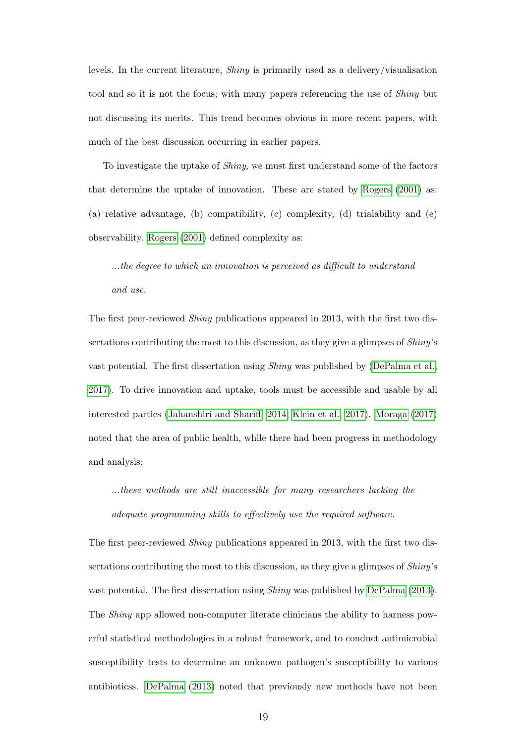levels. In the current literature, *Shiny* is primarily used as a delivery/visualisation tool and so it is not the focus; with many papers referencing the use of *Shiny* but not discussing its merits. This trend becomes obvious in more recent papers, with much of the best discussion occurring in earlier papers.

To investigate the uptake of *Shiny*, we must first understand some of the factors that determine the uptake of innovation. These are stated by Rogers (2001) as: (a) relative advantage, (b) compatibility, (c) complexity, (d) trialability and (e) observability. Rogers (2001) defined complexity as:

> *...the degree to which an innovation is perceived as difficult to understand and use.*

The first peer-reviewed *Shiny* publications appeared in 2013, with the first two dissertations contributing the most to this discussion, as they give a glimpses of *Shiny*'s vast potential. The first dissertation using *Shiny* was published by (DePalma et al., 2017). To drive innovation and uptake, tools must be accessible and usable by all interested parties (Jahanshiri and Shariff, 2014; Klein et al., 2017). Moraga (2017) noted that the area of public health, while there had been progress in methodology and analysis:

> *...these methods are still inaccessible for many researchers lacking the adequate programming skills to effectively use the required software.*

The first peer-reviewed *Shiny* publications appeared in 2013, with the first two dissertations contributing the most to this discussion, as they give a glimpses of *Shiny*'s vast potential. The first dissertation using *Shiny* was published by DePalma (2013). The *Shiny* app allowed non-computer literate clinicians the ability to harness powerful statistical methodologies in a robust framework, and to conduct antimicrobial susceptibility tests to determine an unknown pathogen's susceptibility to various antibioticss. DePalma (2013) noted that previously new methods have not been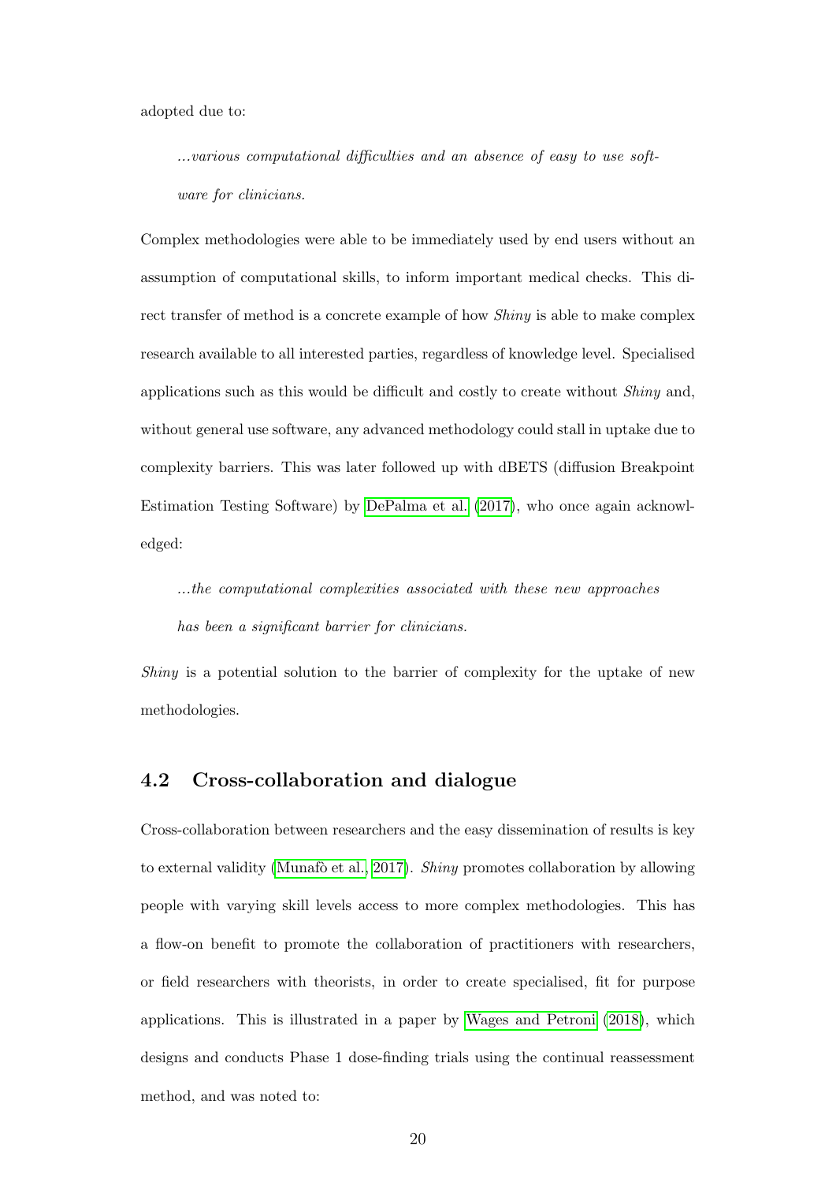adopted due to:

> *...various computational difficulties and an absence of easy to use software for clinicians.*

Complex methodologies were able to be immediately used by end users without an assumption of computational skills, to inform important medical checks. This direct transfer of method is a concrete example of how *Shiny* is able to make complex research available to all interested parties, regardless of knowledge level. Specialised applications such as this would be difficult and costly to create without *Shiny* and, without general use software, any advanced methodology could stall in uptake due to complexity barriers. This was later followed up with dBETS (diffusion Breakpoint Estimation Testing Software) by DePalma et al. (2017), who once again acknowledged:

> *...the computational complexities associated with these new approaches has been a significant barrier for clinicians.*

*Shiny* is a potential solution to the barrier of complexity for the uptake of new methodologies.

## 4.2 Cross-collaboration and dialogue

Cross-collaboration between researchers and the easy dissemination of results is key to external validity (Munafò et al., 2017). *Shiny* promotes collaboration by allowing people with varying skill levels access to more complex methodologies. This has a flow-on benefit to promote the collaboration of practitioners with researchers, or field researchers with theorists, in order to create specialised, fit for purpose applications. This is illustrated in a paper by Wages and Petroni (2018), which designs and conducts Phase 1 dose-finding trials using the continual reassessment method, and was noted to: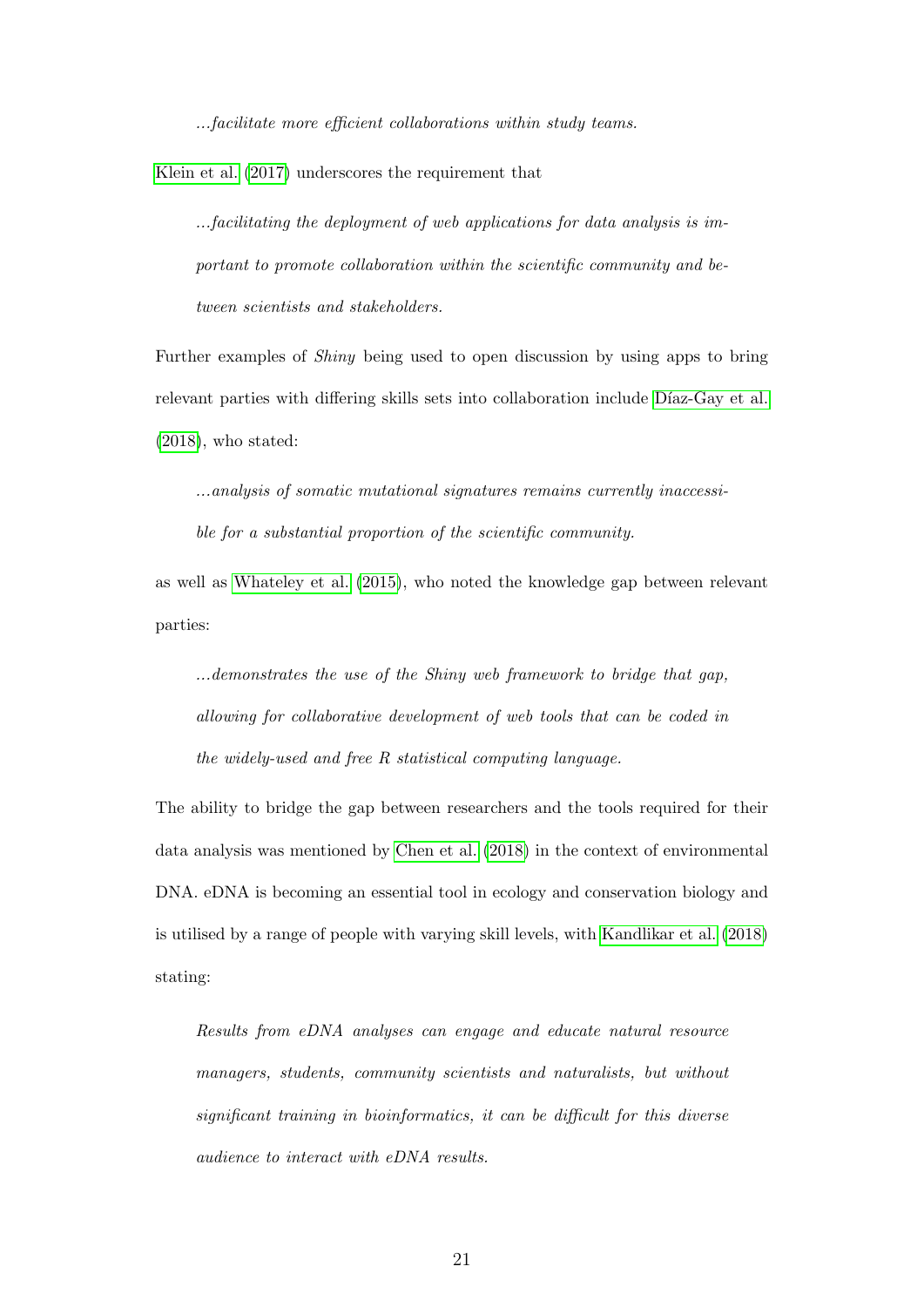*...facilitate more efficient collaborations within study teams.*

Klein et al. (2017) underscores the requirement that

> *...facilitating the deployment of web applications for data analysis is important to promote collaboration within the scientific community and between scientists and stakeholders.*

Further examples of *Shiny* being used to open discussion by using apps to bring relevant parties with differing skills sets into collaboration include Díaz-Gay et al. (2018), who stated:

> *...analysis of somatic mutational signatures remains currently inaccessible for a substantial proportion of the scientific community.*

as well as Whateley et al. (2015), who noted the knowledge gap between relevant parties:

> *...demonstrates the use of the Shiny web framework to bridge that gap, allowing for collaborative development of web tools that can be coded in the widely-used and free R statistical computing language.*

The ability to bridge the gap between researchers and the tools required for their data analysis was mentioned by Chen et al. (2018) in the context of environmental DNA. eDNA is becoming an essential tool in ecology and conservation biology and is utilised by a range of people with varying skill levels, with Kandlikar et al. (2018) stating:

> *Results from eDNA analyses can engage and educate natural resource managers, students, community scientists and naturalists, but without significant training in bioinformatics, it can be difficult for this diverse audience to interact with eDNA results.*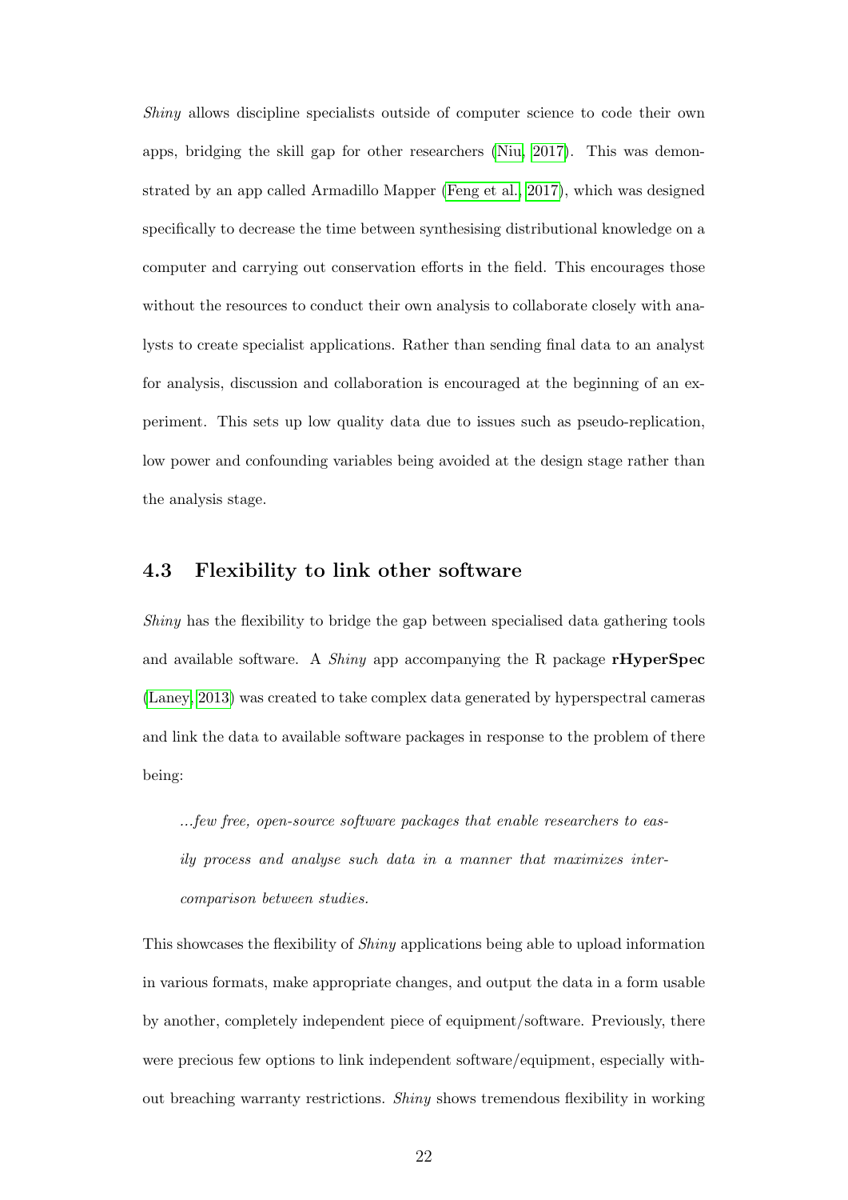*Shiny* allows discipline specialists outside of computer science to code their own apps, bridging the skill gap for other researchers (Niu, 2017). This was demonstrated by an app called Armadillo Mapper (Feng et al., 2017), which was designed specifically to decrease the time between synthesising distributional knowledge on a computer and carrying out conservation efforts in the field. This encourages those without the resources to conduct their own analysis to collaborate closely with analysts to create specialist applications. Rather than sending final data to an analyst for analysis, discussion and collaboration is encouraged at the beginning of an experiment. This sets up low quality data due to issues such as pseudo-replication, low power and confounding variables being avoided at the design stage rather than the analysis stage.

## 4.3 Flexibility to link other software

*Shiny* has the flexibility to bridge the gap between specialised data gathering tools and available software. A *Shiny* app accompanying the R package **rHyperSpec** (Laney, 2013) was created to take complex data generated by hyperspectral cameras and link the data to available software packages in response to the problem of there being:

> *...few free, open-source software packages that enable researchers to easily process and analyse such data in a manner that maximizes intercomparison between studies.*

This showcases the flexibility of *Shiny* applications being able to upload information in various formats, make appropriate changes, and output the data in a form usable by another, completely independent piece of equipment/software. Previously, there were precious few options to link independent software/equipment, especially without breaching warranty restrictions. *Shiny* shows tremendous flexibility in working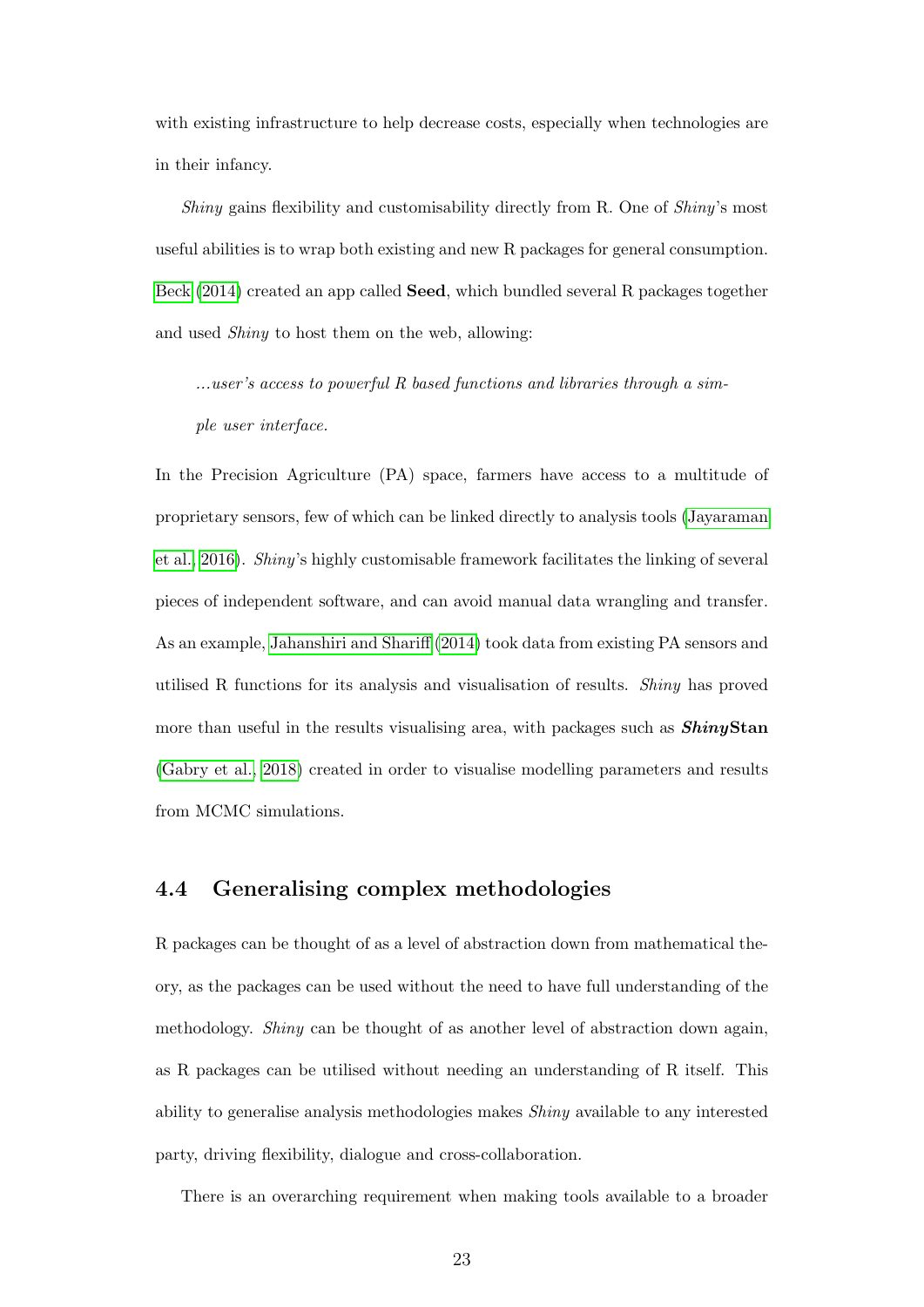with existing infrastructure to help decrease costs, especially when technologies are in their infancy.

*Shiny* gains flexibility and customisability directly from R. One of *Shiny*'s most useful abilities is to wrap both existing and new R packages for general consumption. Beck (2014) created an app called **Seed**, which bundled several R packages together and used *Shiny* to host them on the web, allowing:

> *...user's access to powerful R based functions and libraries through a simple user interface.*

In the Precision Agriculture (PA) space, farmers have access to a multitude of proprietary sensors, few of which can be linked directly to analysis tools (Jayaraman et al., 2016). *Shiny*'s highly customisable framework facilitates the linking of several pieces of independent software, and can avoid manual data wrangling and transfer. As an example, Jahanshiri and Shariff (2014) took data from existing PA sensors and utilised R functions for its analysis and visualisation of results. *Shiny* has proved more than useful in the results visualising area, with packages such as ***Shiny*Stan** (Gabry et al., 2018) created in order to visualise modelling parameters and results from MCMC simulations.

## 4.4 Generalising complex methodologies

R packages can be thought of as a level of abstraction down from mathematical theory, as the packages can be used without the need to have full understanding of the methodology. *Shiny* can be thought of as another level of abstraction down again, as R packages can be utilised without needing an understanding of R itself. This ability to generalise analysis methodologies makes *Shiny* available to any interested party, driving flexibility, dialogue and cross-collaboration.

There is an overarching requirement when making tools available to a broader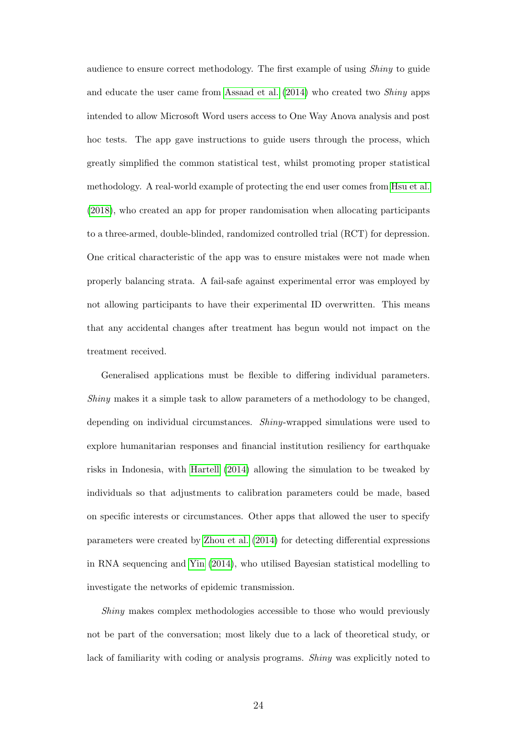audience to ensure correct methodology. The first example of using *Shiny* to guide and educate the user came from Assaad et al. (2014) who created two *Shiny* apps intended to allow Microsoft Word users access to One Way Anova analysis and post hoc tests. The app gave instructions to guide users through the process, which greatly simplified the common statistical test, whilst promoting proper statistical methodology. A real-world example of protecting the end user comes from Hsu et al. (2018), who created an app for proper randomisation when allocating participants to a three-armed, double-blinded, randomized controlled trial (RCT) for depression. One critical characteristic of the app was to ensure mistakes were not made when properly balancing strata. A fail-safe against experimental error was employed by not allowing participants to have their experimental ID overwritten. This means that any accidental changes after treatment has begun would not impact on the treatment received.

Generalised applications must be flexible to differing individual parameters. *Shiny* makes it a simple task to allow parameters of a methodology to be changed, depending on individual circumstances. *Shiny*-wrapped simulations were used to explore humanitarian responses and financial institution resiliency for earthquake risks in Indonesia, with Hartell (2014) allowing the simulation to be tweaked by individuals so that adjustments to calibration parameters could be made, based on specific interests or circumstances. Other apps that allowed the user to specify parameters were created by Zhou et al. (2014) for detecting differential expressions in RNA sequencing and Yin (2014), who utilised Bayesian statistical modelling to investigate the networks of epidemic transmission.

*Shiny* makes complex methodologies accessible to those who would previously not be part of the conversation; most likely due to a lack of theoretical study, or lack of familiarity with coding or analysis programs. *Shiny* was explicitly noted to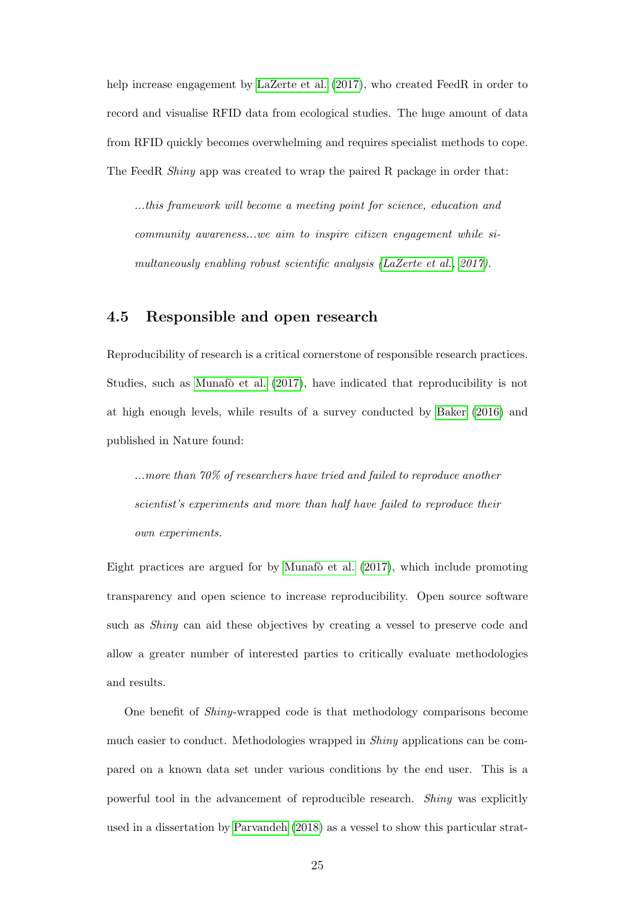help increase engagement by LaZerte et al. (2017), who created FeedR in order to record and visualise RFID data from ecological studies. The huge amount of data from RFID quickly becomes overwhelming and requires specialist methods to cope. The FeedR *Shiny* app was created to wrap the paired R package in order that:

> *...this framework will become a meeting point for science, education and community awareness...we aim to inspire citizen engagement while simultaneously enabling robust scientific analysis (LaZerte et al., 2017).*

## 4.5 Responsible and open research

Reproducibility of research is a critical cornerstone of responsible research practices. Studies, such as Munafò et al. (2017), have indicated that reproducibility is not at high enough levels, while results of a survey conducted by Baker (2016) and published in Nature found:

> *...more than 70% of researchers have tried and failed to reproduce another scientist's experiments and more than half have failed to reproduce their own experiments.*

Eight practices are argued for by Munafò et al. (2017), which include promoting transparency and open science to increase reproducibility. Open source software such as *Shiny* can aid these objectives by creating a vessel to preserve code and allow a greater number of interested parties to critically evaluate methodologies and results.

One benefit of *Shiny*-wrapped code is that methodology comparisons become much easier to conduct. Methodologies wrapped in *Shiny* applications can be compared on a known data set under various conditions by the end user. This is a powerful tool in the advancement of reproducible research. *Shiny* was explicitly used in a dissertation by Parvandeh (2018) as a vessel to show this particular strat-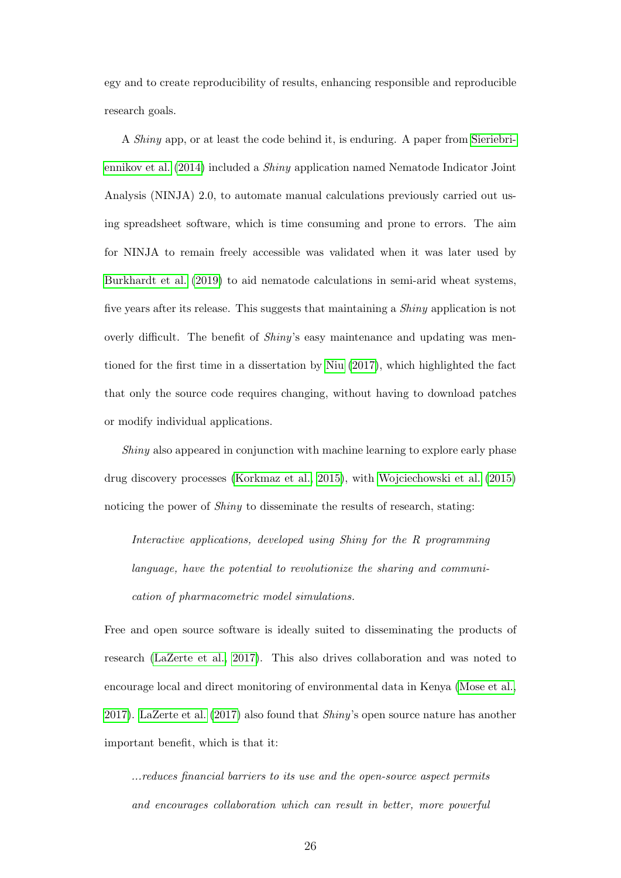egy and to create reproducibility of results, enhancing responsible and reproducible research goals.

A *Shiny* app, or at least the code behind it, is enduring. A paper from Sieriebriennikov et al. (2014) included a *Shiny* application named Nematode Indicator Joint Analysis (NINJA) 2.0, to automate manual calculations previously carried out using spreadsheet software, which is time consuming and prone to errors. The aim for NINJA to remain freely accessible was validated when it was later used by Burkhardt et al. (2019) to aid nematode calculations in semi-arid wheat systems, five years after its release. This suggests that maintaining a *Shiny* application is not overly difficult. The benefit of *Shiny*'s easy maintenance and updating was mentioned for the first time in a dissertation by Niu (2017), which highlighted the fact that only the source code requires changing, without having to download patches or modify individual applications.

*Shiny* also appeared in conjunction with machine learning to explore early phase drug discovery processes (Korkmaz et al., 2015), with Wojciechowski et al. (2015) noticing the power of *Shiny* to disseminate the results of research, stating:

> *Interactive applications, developed using Shiny for the R programming language, have the potential to revolutionize the sharing and communication of pharmacometric model simulations.*

Free and open source software is ideally suited to disseminating the products of research (LaZerte et al., 2017). This also drives collaboration and was noted to encourage local and direct monitoring of environmental data in Kenya (Mose et al., 2017). LaZerte et al. (2017) also found that *Shiny*'s open source nature has another important benefit, which is that it:

> *...reduces financial barriers to its use and the open-source aspect permits and encourages collaboration which can result in better, more powerful*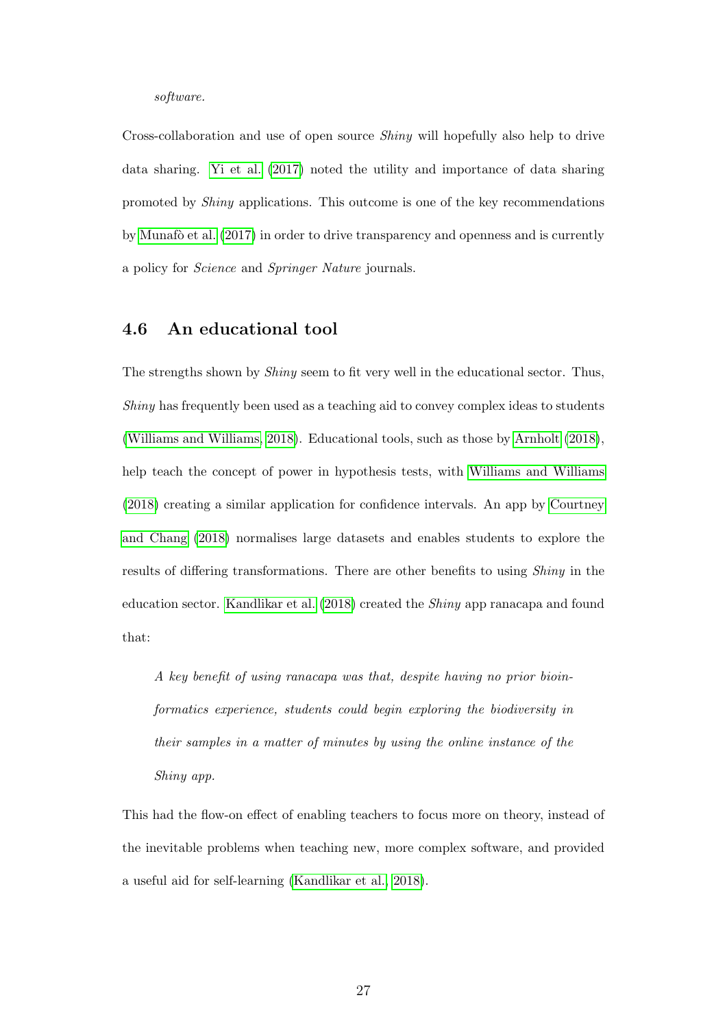*software.*

Cross-collaboration and use of open source *Shiny* will hopefully also help to drive data sharing. Yi et al. (2017) noted the utility and importance of data sharing promoted by *Shiny* applications. This outcome is one of the key recommendations by Munafò et al. (2017) in order to drive transparency and openness and is currently a policy for *Science* and *Springer Nature* journals.

### 4.6 An educational tool

The strengths shown by *Shiny* seem to fit very well in the educational sector. Thus, *Shiny* has frequently been used as a teaching aid to convey complex ideas to students (Williams and Williams, 2018). Educational tools, such as those by Arnholt (2018), help teach the concept of power in hypothesis tests, with Williams and Williams (2018) creating a similar application for confidence intervals. An app by Courtney and Chang (2018) normalises large datasets and enables students to explore the results of differing transformations. There are other benefits to using *Shiny* in the education sector. Kandlikar et al. (2018) created the *Shiny* app ranacapa and found that:

> *A key benefit of using ranacapa was that, despite having no prior bioinformatics experience, students could begin exploring the biodiversity in their samples in a matter of minutes by using the online instance of the Shiny app.*

This had the flow-on effect of enabling teachers to focus more on theory, instead of the inevitable problems when teaching new, more complex software, and provided a useful aid for self-learning (Kandlikar et al., 2018).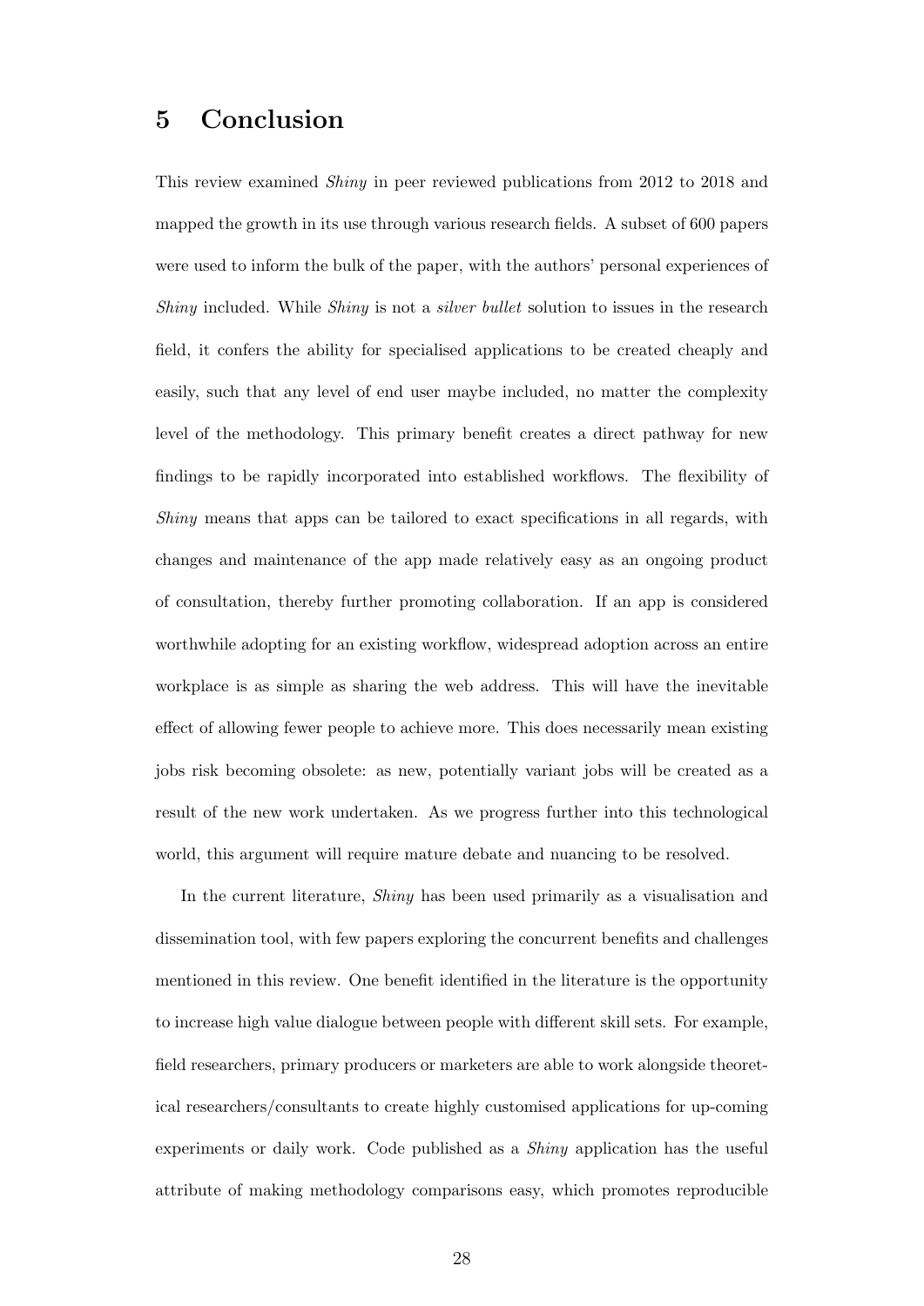# 5 Conclusion

This review examined *Shiny* in peer reviewed publications from 2012 to 2018 and mapped the growth in its use through various research fields. A subset of 600 papers were used to inform the bulk of the paper, with the authors' personal experiences of *Shiny* included. While *Shiny* is not a *silver bullet* solution to issues in the research field, it confers the ability for specialised applications to be created cheaply and easily, such that any level of end user maybe included, no matter the complexity level of the methodology. This primary benefit creates a direct pathway for new findings to be rapidly incorporated into established workflows. The flexibility of *Shiny* means that apps can be tailored to exact specifications in all regards, with changes and maintenance of the app made relatively easy as an ongoing product of consultation, thereby further promoting collaboration. If an app is considered worthwhile adopting for an existing workflow, widespread adoption across an entire workplace is as simple as sharing the web address. This will have the inevitable effect of allowing fewer people to achieve more. This does necessarily mean existing jobs risk becoming obsolete: as new, potentially variant jobs will be created as a result of the new work undertaken. As we progress further into this technological world, this argument will require mature debate and nuancing to be resolved.

In the current literature, *Shiny* has been used primarily as a visualisation and dissemination tool, with few papers exploring the concurrent benefits and challenges mentioned in this review. One benefit identified in the literature is the opportunity to increase high value dialogue between people with different skill sets. For example, field researchers, primary producers or marketers are able to work alongside theoretical researchers/consultants to create highly customised applications for up-coming experiments or daily work. Code published as a *Shiny* application has the useful attribute of making methodology comparisons easy, which promotes reproducible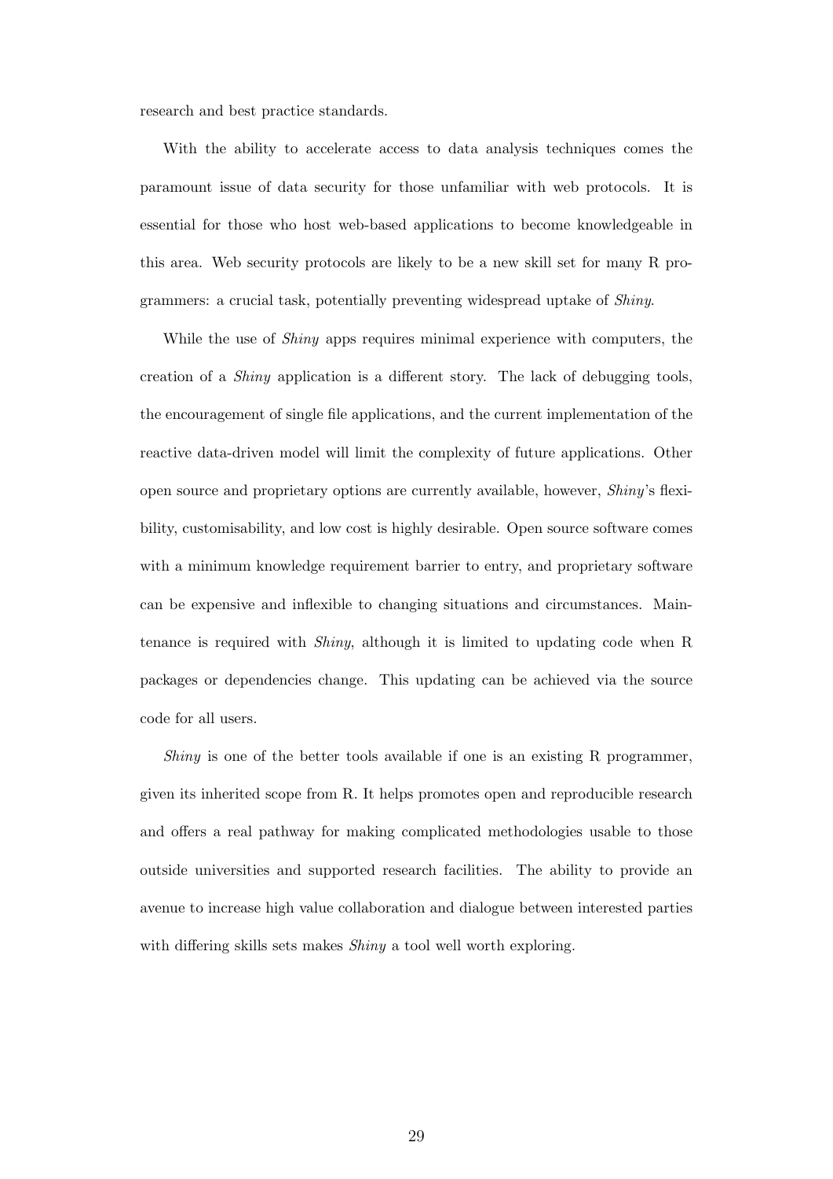research and best practice standards.

With the ability to accelerate access to data analysis techniques comes the paramount issue of data security for those unfamiliar with web protocols. It is essential for those who host web-based applications to become knowledgeable in this area. Web security protocols are likely to be a new skill set for many R programmers: a crucial task, potentially preventing widespread uptake of *Shiny*.

While the use of *Shiny* apps requires minimal experience with computers, the creation of a *Shiny* application is a different story. The lack of debugging tools, the encouragement of single file applications, and the current implementation of the reactive data-driven model will limit the complexity of future applications. Other open source and proprietary options are currently available, however, *Shiny*'s flexibility, customisability, and low cost is highly desirable. Open source software comes with a minimum knowledge requirement barrier to entry, and proprietary software can be expensive and inflexible to changing situations and circumstances. Maintenance is required with *Shiny*, although it is limited to updating code when R packages or dependencies change. This updating can be achieved via the source code for all users.

*Shiny* is one of the better tools available if one is an existing R programmer, given its inherited scope from R. It helps promotes open and reproducible research and offers a real pathway for making complicated methodologies usable to those outside universities and supported research facilities. The ability to provide an avenue to increase high value collaboration and dialogue between interested parties with differing skills sets makes *Shiny* a tool well worth exploring.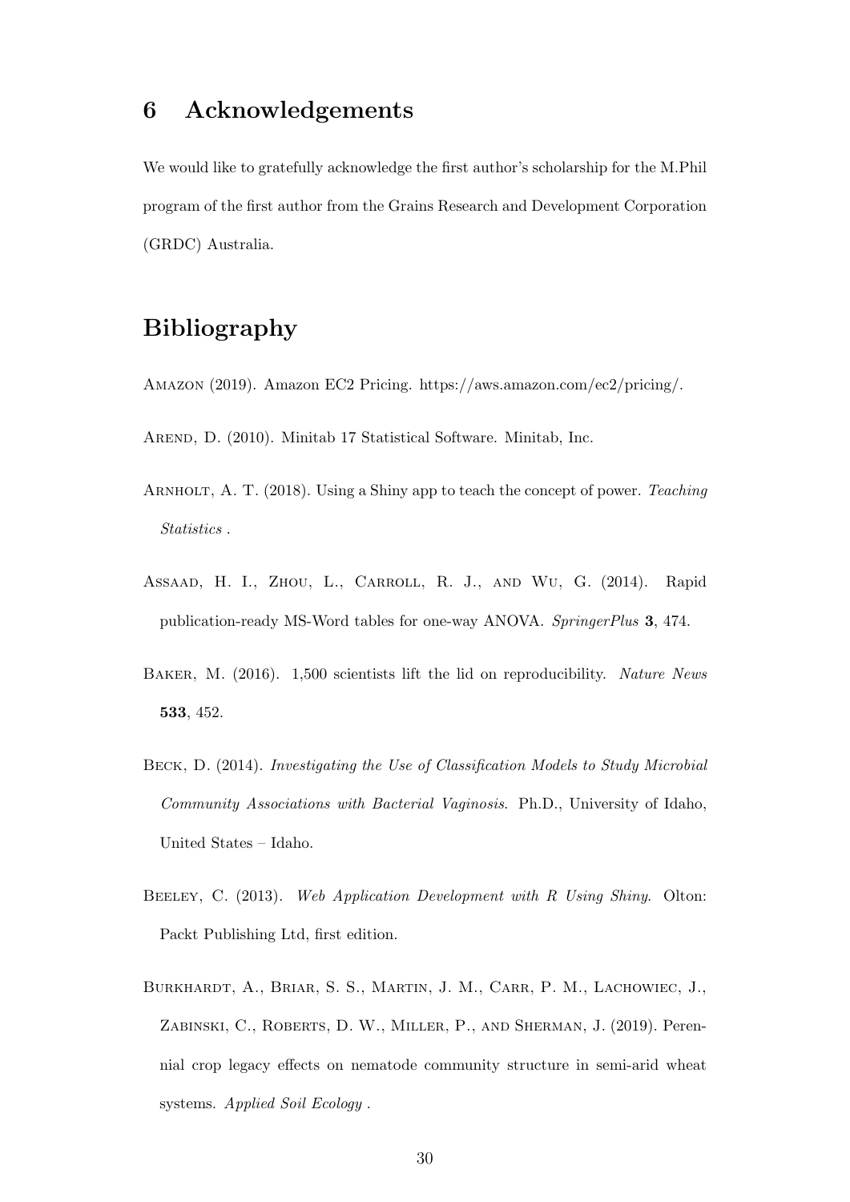## 6 Acknowledgements

We would like to gratefully acknowledge the first author's scholarship for the M.Phil program of the first author from the Grains Research and Development Corporation (GRDC) Australia.

## Bibliography

Amazon (2019). Amazon EC2 Pricing. https://aws.amazon.com/ec2/pricing/.

Arend, D. (2010). Minitab 17 Statistical Software. Minitab, Inc.

Arnholt, A. T. (2018). Using a Shiny app to teach the concept of power. *Teaching Statistics* .

Assaad, H. I., Zhou, L., Carroll, R. J., and Wu, G. (2014). Rapid publication-ready MS-Word tables for one-way ANOVA. *SpringerPlus* **3**, 474.

Baker, M. (2016). 1,500 scientists lift the lid on reproducibility. *Nature News* **533**, 452.

Beck, D. (2014). *Investigating the Use of Classification Models to Study Microbial Community Associations with Bacterial Vaginosis*. Ph.D., University of Idaho, United States – Idaho.

Beeley, C. (2013). *Web Application Development with R Using Shiny*. Olton: Packt Publishing Ltd, first edition.

Burkhardt, A., Briar, S. S., Martin, J. M., Carr, P. M., Lachowiec, J., Zabinski, C., Roberts, D. W., Miller, P., and Sherman, J. (2019). Perennial crop legacy effects on nematode community structure in semi-arid wheat systems. *Applied Soil Ecology* .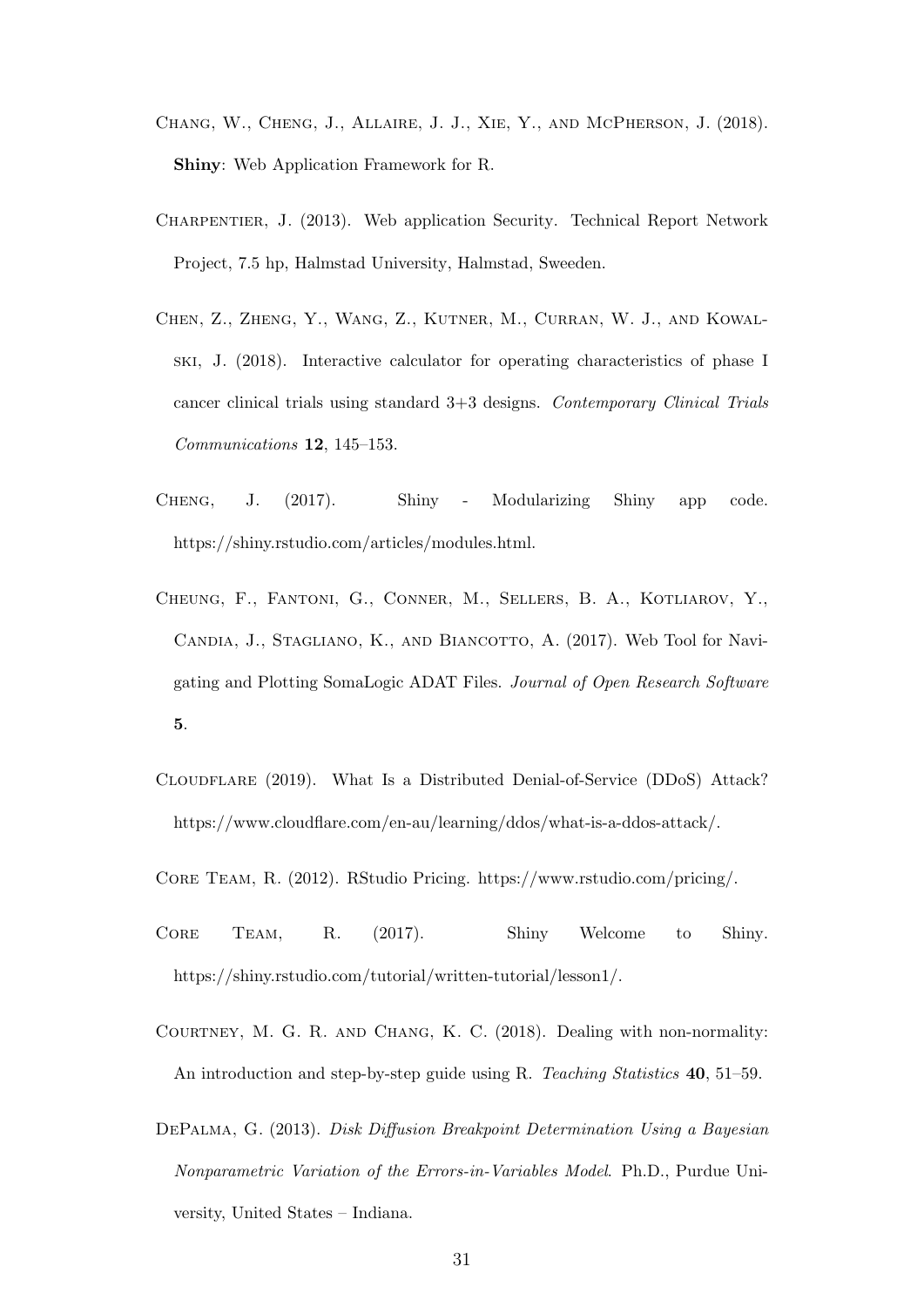Chang, W., Cheng, J., Allaire, J. J., Xie, Y., and McPherson, J. (2018). **Shiny**: Web Application Framework for R.

Charpentier, J. (2013). Web application Security. Technical Report Network Project, 7.5 hp, Halmstad University, Halmstad, Sweeden.

Chen, Z., Zheng, Y., Wang, Z., Kutner, M., Curran, W. J., and Kowalski, J. (2018). Interactive calculator for operating characteristics of phase I cancer clinical trials using standard 3+3 designs. *Contemporary Clinical Trials Communications* **12**, 145–153.

Cheng, J. (2017). Shiny - Modularizing Shiny app code. https://shiny.rstudio.com/articles/modules.html.

Cheung, F., Fantoni, G., Conner, M., Sellers, B. A., Kotliarov, Y., Candia, J., Stagliano, K., and Biancotto, A. (2017). Web Tool for Navigating and Plotting SomaLogic ADAT Files. *Journal of Open Research Software* **5**.

Cloudflare (2019). What Is a Distributed Denial-of-Service (DDoS) Attack? https://www.cloudflare.com/en-au/learning/ddos/what-is-a-ddos-attack/.

Core Team, R. (2012). RStudio Pricing. https://www.rstudio.com/pricing/.

Core Team, R. (2017). Shiny Welcome to Shiny. https://shiny.rstudio.com/tutorial/written-tutorial/lesson1/.

Courtney, M. G. R. and Chang, K. C. (2018). Dealing with non-normality: An introduction and step-by-step guide using R. *Teaching Statistics* **40**, 51–59.

DePalma, G. (2013). *Disk Diffusion Breakpoint Determination Using a Bayesian Nonparametric Variation of the Errors-in-Variables Model*. Ph.D., Purdue University, United States – Indiana.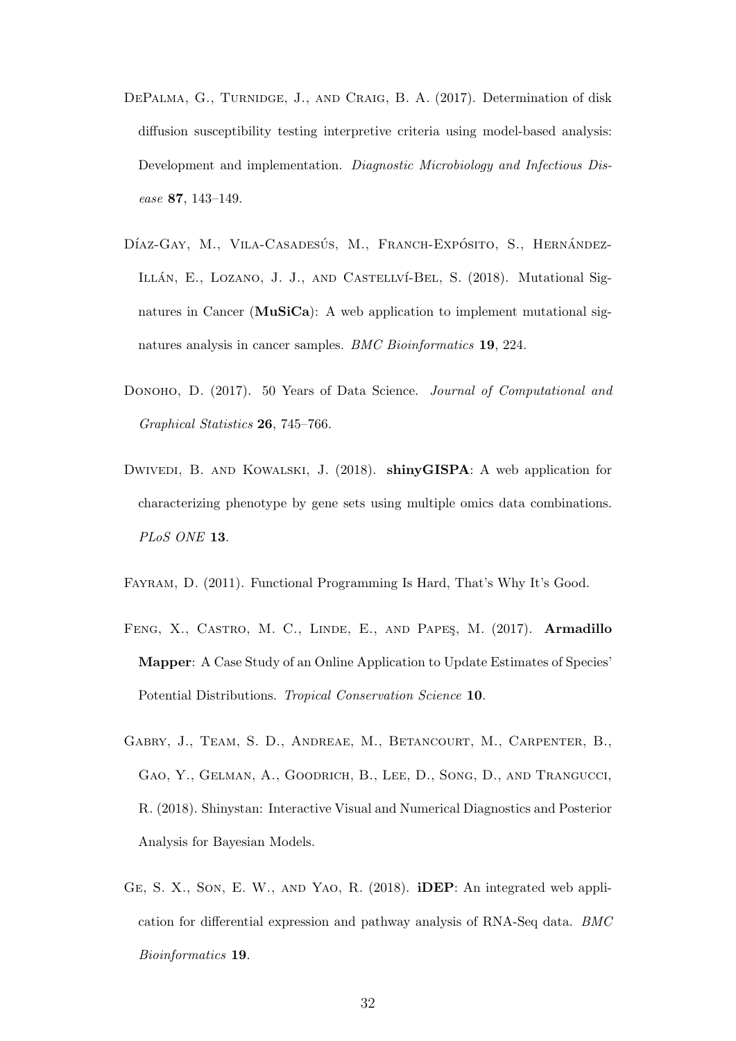DePalma, G., Turnidge, J., and Craig, B. A. (2017). Determination of disk diffusion susceptibility testing interpretive criteria using model-based analysis: Development and implementation. *Diagnostic Microbiology and Infectious Disease* **87**, 143–149.

Díaz-Gay, M., Vila-Casadesús, M., Franch-Expósito, S., Hernández-Illán, E., Lozano, J. J., and Castellví-Bel, S. (2018). Mutational Signatures in Cancer (**MuSiCa**): A web application to implement mutational signatures analysis in cancer samples. *BMC Bioinformatics* **19**, 224.

Donoho, D. (2017). 50 Years of Data Science. *Journal of Computational and Graphical Statistics* **26**, 745–766.

Dwivedi, B. and Kowalski, J. (2018). **shinyGISPA**: A web application for characterizing phenotype by gene sets using multiple omics data combinations. *PLoS ONE* **13**.

Fayram, D. (2011). Functional Programming Is Hard, That's Why It's Good.

Feng, X., Castro, M. C., Linde, E., and Papeş, M. (2017). **Armadillo Mapper**: A Case Study of an Online Application to Update Estimates of Species' Potential Distributions. *Tropical Conservation Science* **10**.

Gabry, J., Team, S. D., Andreae, M., Betancourt, M., Carpenter, B., Gao, Y., Gelman, A., Goodrich, B., Lee, D., Song, D., and Trangucci, R. (2018). Shinystan: Interactive Visual and Numerical Diagnostics and Posterior Analysis for Bayesian Models.

Ge, S. X., Son, E. W., and Yao, R. (2018). **iDEP**: An integrated web application for differential expression and pathway analysis of RNA-Seq data. *BMC Bioinformatics* **19**.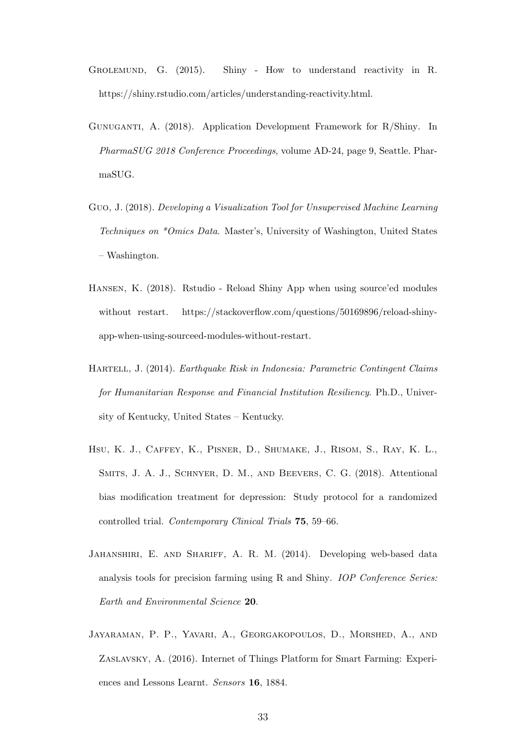Grolemund, G. (2015). Shiny - How to understand reactivity in R. https://shiny.rstudio.com/articles/understanding-reactivity.html.

Gunuganti, A. (2018). Application Development Framework for R/Shiny. In *PharmaSUG 2018 Conference Proceedings*, volume AD-24, page 9, Seattle. PharmaSUG.

Guo, J. (2018). *Developing a Visualization Tool for Unsupervised Machine Learning Techniques on *Omics Data*. Master's, University of Washington, United States – Washington.

Hansen, K. (2018). Rstudio - Reload Shiny App when using source'ed modules without restart. https://stackoverflow.com/questions/50169896/reload-shiny-app-when-using-sourceed-modules-without-restart.

Hartell, J. (2014). *Earthquake Risk in Indonesia: Parametric Contingent Claims for Humanitarian Response and Financial Institution Resiliency*. Ph.D., University of Kentucky, United States – Kentucky.

Hsu, K. J., Caffey, K., Pisner, D., Shumake, J., Risom, S., Ray, K. L., Smits, J. A. J., Schnyer, D. M., and Beevers, C. G. (2018). Attentional bias modification treatment for depression: Study protocol for a randomized controlled trial. *Contemporary Clinical Trials* **75**, 59–66.

Jahanshiri, E. and Shariff, A. R. M. (2014). Developing web-based data analysis tools for precision farming using R and Shiny. *IOP Conference Series: Earth and Environmental Science* **20**.

Jayaraman, P. P., Yavari, A., Georgakopoulos, D., Morshed, A., and Zaslavsky, A. (2016). Internet of Things Platform for Smart Farming: Experiences and Lessons Learnt. *Sensors* **16**, 1884.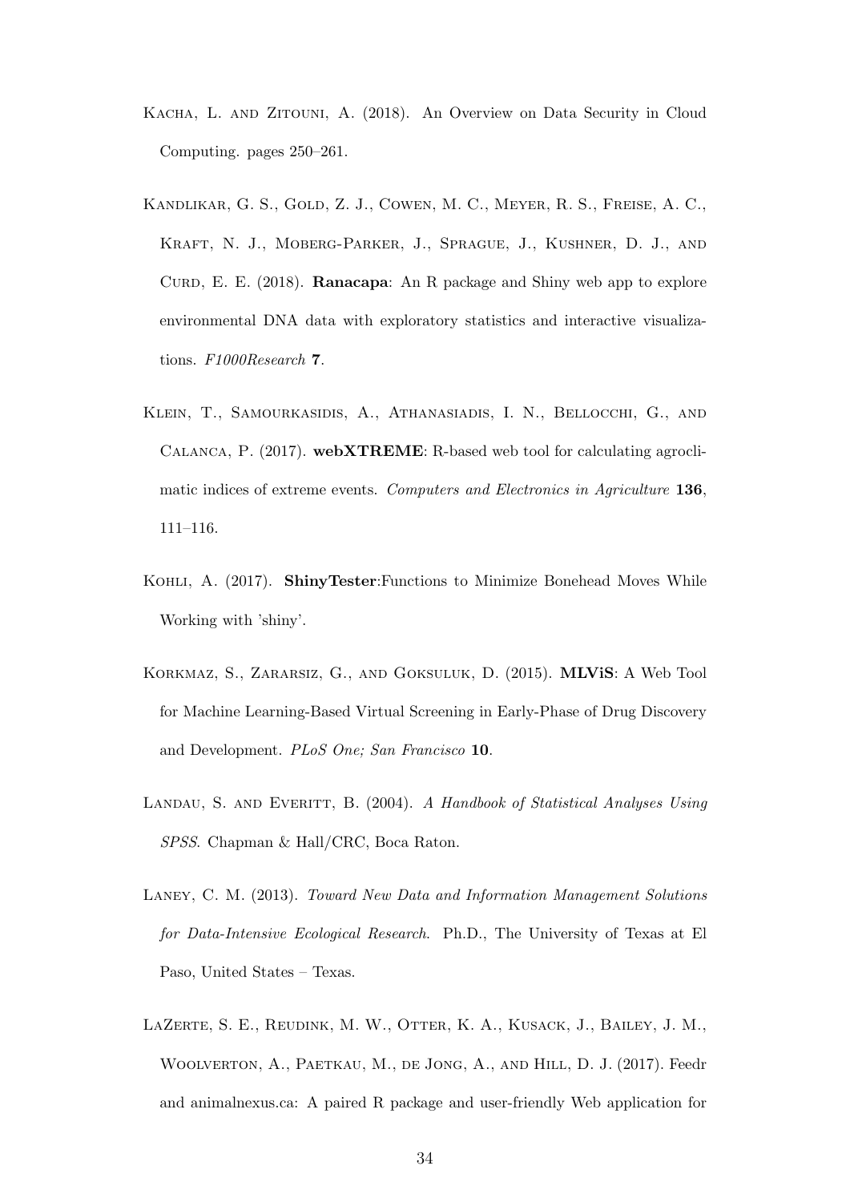Kacha, L. and Zitouni, A. (2018). An Overview on Data Security in Cloud Computing. pages 250–261.

Kandlikar, G. S., Gold, Z. J., Cowen, M. C., Meyer, R. S., Freise, A. C., Kraft, N. J., Moberg-Parker, J., Sprague, J., Kushner, D. J., and Curd, E. E. (2018). **Ranacapa**: An R package and Shiny web app to explore environmental DNA data with exploratory statistics and interactive visualizations. *F1000Research* **7**.

Klein, T., Samourkasidis, A., Athanasiadis, I. N., Bellocchi, G., and Calanca, P. (2017). **webXTREME**: R-based web tool for calculating agroclimatic indices of extreme events. *Computers and Electronics in Agriculture* **136**, 111–116.

Kohli, A. (2017). **ShinyTester**:Functions to Minimize Bonehead Moves While Working with 'shiny'.

Korkmaz, S., Zararsiz, G., and Goksuluk, D. (2015). **MLViS**: A Web Tool for Machine Learning-Based Virtual Screening in Early-Phase of Drug Discovery and Development. *PLoS One; San Francisco* **10**.

Landau, S. and Everitt, B. (2004). *A Handbook of Statistical Analyses Using SPSS*. Chapman & Hall/CRC, Boca Raton.

Laney, C. M. (2013). *Toward New Data and Information Management Solutions for Data-Intensive Ecological Research*. Ph.D., The University of Texas at El Paso, United States – Texas.

LaZerte, S. E., Reudink, M. W., Otter, K. A., Kusack, J., Bailey, J. M., Woolverton, A., Paetkau, M., de Jong, A., and Hill, D. J. (2017). Feedr and animalnexus.ca: A paired R package and user-friendly Web application for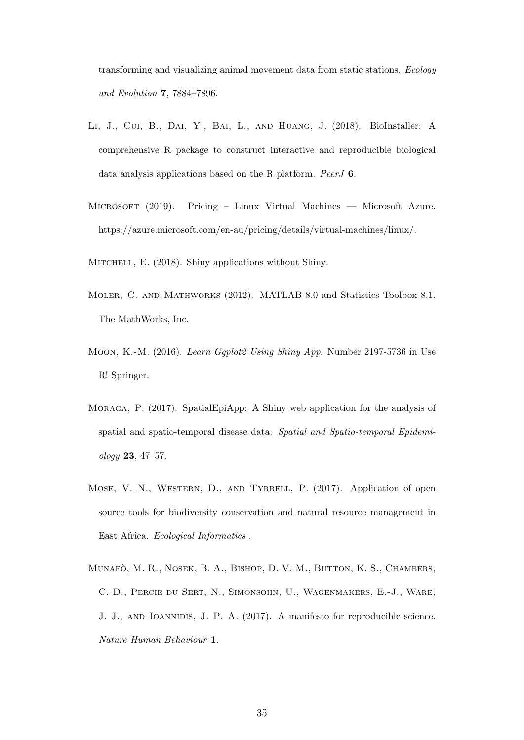transforming and visualizing animal movement data from static stations. *Ecology and Evolution* **7**, 7884–7896.

Li, J., Cui, B., Dai, Y., Bai, L., and Huang, J. (2018). BioInstaller: A comprehensive R package to construct interactive and reproducible biological data analysis applications based on the R platform. *PeerJ* **6**.

Microsoft (2019). Pricing – Linux Virtual Machines — Microsoft Azure. https://azure.microsoft.com/en-au/pricing/details/virtual-machines/linux/.

Mitchell, E. (2018). Shiny applications without Shiny.

Moler, C. and Mathworks (2012). MATLAB 8.0 and Statistics Toolbox 8.1. The MathWorks, Inc.

Moon, K.-M. (2016). *Learn Ggplot2 Using Shiny App*. Number 2197-5736 in Use R! Springer.

Moraga, P. (2017). SpatialEpiApp: A Shiny web application for the analysis of spatial and spatio-temporal disease data. *Spatial and Spatio-temporal Epidemiology* **23**, 47–57.

Mose, V. N., Western, D., and Tyrrell, P. (2017). Application of open source tools for biodiversity conservation and natural resource management in East Africa. *Ecological Informatics* .

Munafò, M. R., Nosek, B. A., Bishop, D. V. M., Button, K. S., Chambers, C. D., Percie du Sert, N., Simonsohn, U., Wagenmakers, E.-J., Ware, J. J., and Ioannidis, J. P. A. (2017). A manifesto for reproducible science. *Nature Human Behaviour* **1**.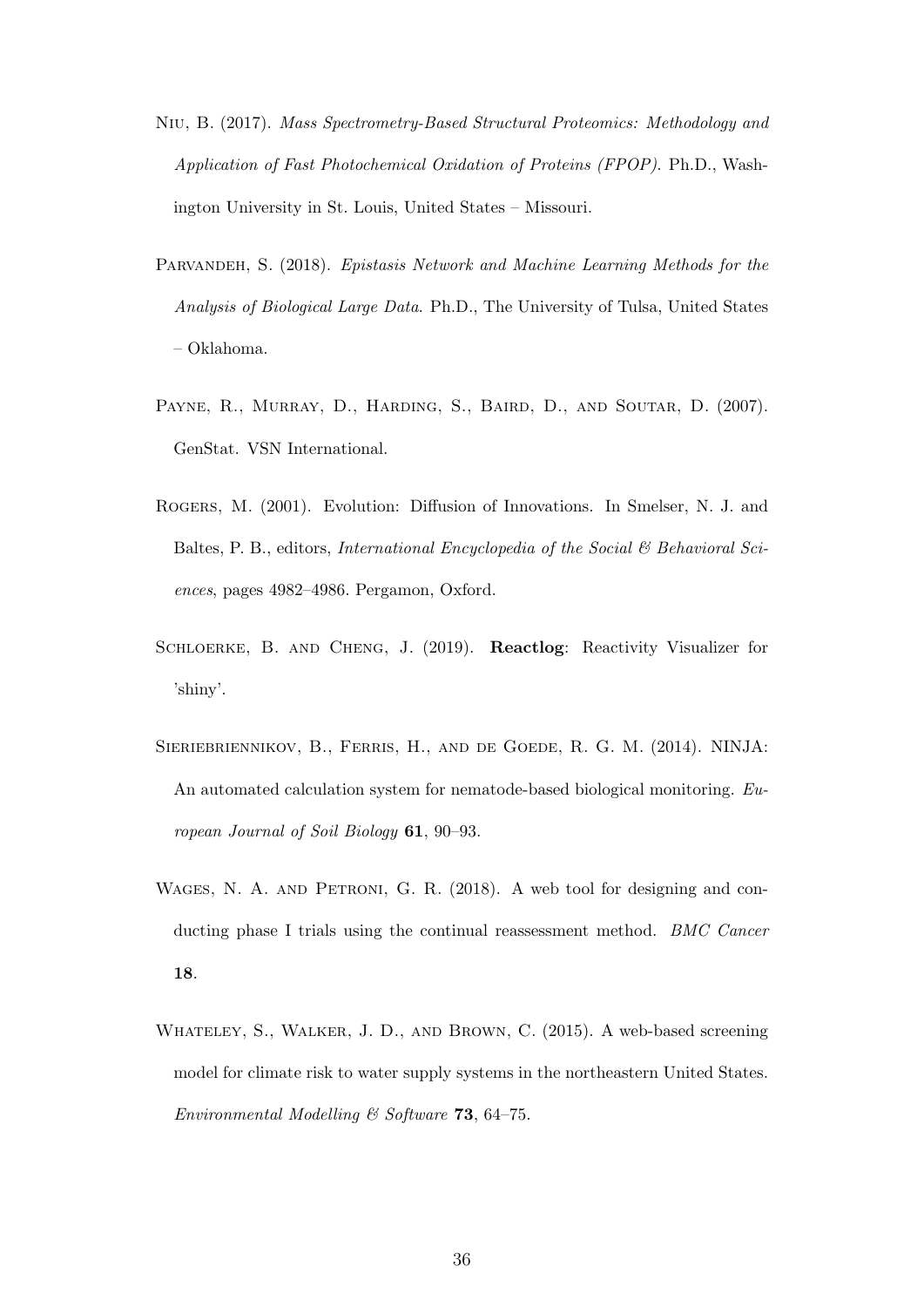Niu, B. (2017). *Mass Spectrometry-Based Structural Proteomics: Methodology and Application of Fast Photochemical Oxidation of Proteins (FPOP)*. Ph.D., Washington University in St. Louis, United States – Missouri.

Parvandeh, S. (2018). *Epistasis Network and Machine Learning Methods for the Analysis of Biological Large Data*. Ph.D., The University of Tulsa, United States – Oklahoma.

Payne, R., Murray, D., Harding, S., Baird, D., and Soutar, D. (2007). GenStat. VSN International.

Rogers, M. (2001). Evolution: Diffusion of Innovations. In Smelser, N. J. and Baltes, P. B., editors, *International Encyclopedia of the Social & Behavioral Sciences*, pages 4982–4986. Pergamon, Oxford.

Schloerke, B. and Cheng, J. (2019). **Reactlog**: Reactivity Visualizer for 'shiny'.

Sieriebriennikov, B., Ferris, H., and de Goede, R. G. M. (2014). NINJA: An automated calculation system for nematode-based biological monitoring. *European Journal of Soil Biology* **61**, 90–93.

Wages, N. A. and Petroni, G. R. (2018). A web tool for designing and conducting phase I trials using the continual reassessment method. *BMC Cancer* **18**.

Whateley, S., Walker, J. D., and Brown, C. (2015). A web-based screening model for climate risk to water supply systems in the northeastern United States. *Environmental Modelling & Software* **73**, 64–75.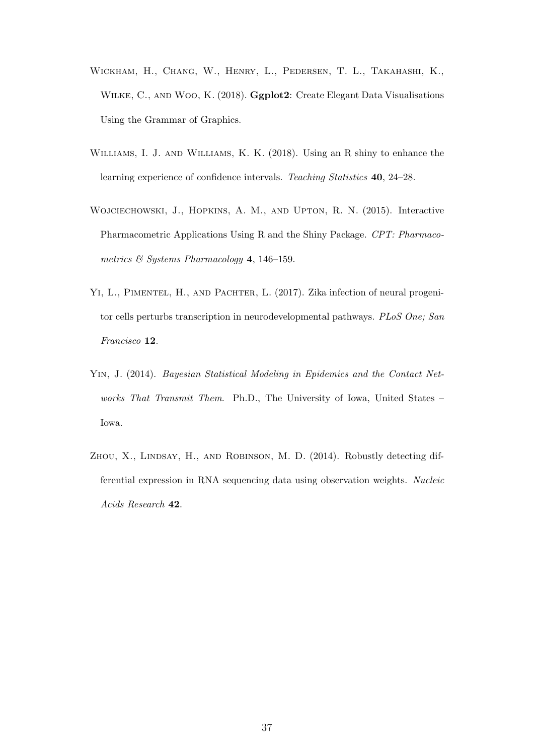Wickham, H., Chang, W., Henry, L., Pedersen, T. L., Takahashi, K., Wilke, C., and Woo, K. (2018). **Ggplot2**: Create Elegant Data Visualisations Using the Grammar of Graphics.

Williams, I. J. and Williams, K. K. (2018). Using an R shiny to enhance the learning experience of confidence intervals. *Teaching Statistics* **40**, 24–28.

Wojciechowski, J., Hopkins, A. M., and Upton, R. N. (2015). Interactive Pharmacometric Applications Using R and the Shiny Package. *CPT: Pharmacometrics & Systems Pharmacology* **4**, 146–159.

Yi, L., Pimentel, H., and Pachter, L. (2017). Zika infection of neural progenitor cells perturbs transcription in neurodevelopmental pathways. *PLoS One; San Francisco* **12**.

Yin, J. (2014). *Bayesian Statistical Modeling in Epidemics and the Contact Networks That Transmit Them*. Ph.D., The University of Iowa, United States – Iowa.

Zhou, X., Lindsay, H., and Robinson, M. D. (2014). Robustly detecting differential expression in RNA sequencing data using observation weights. *Nucleic Acids Research* **42**.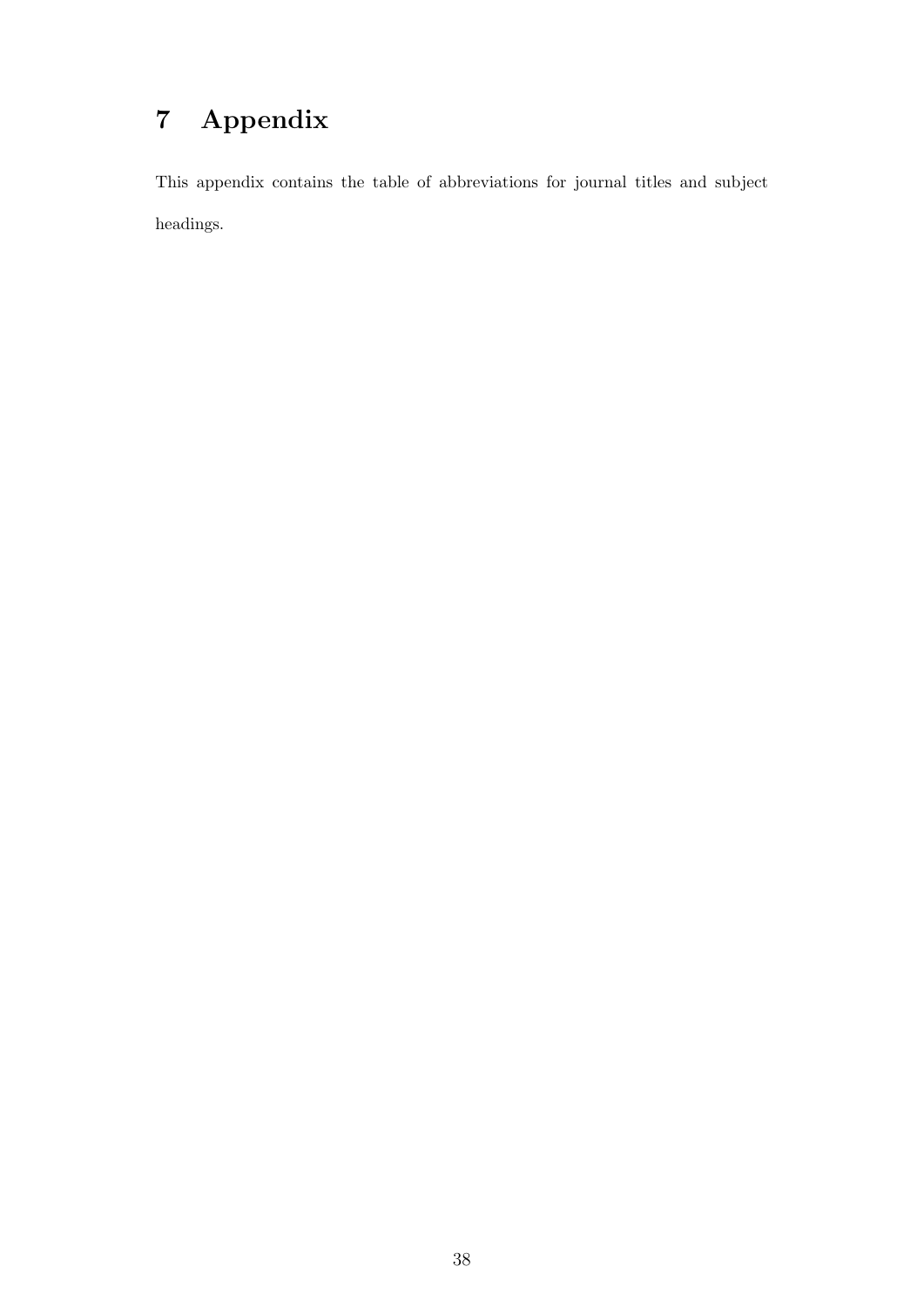# 7 Appendix

This appendix contains the table of abbreviations for journal titles and subject headings.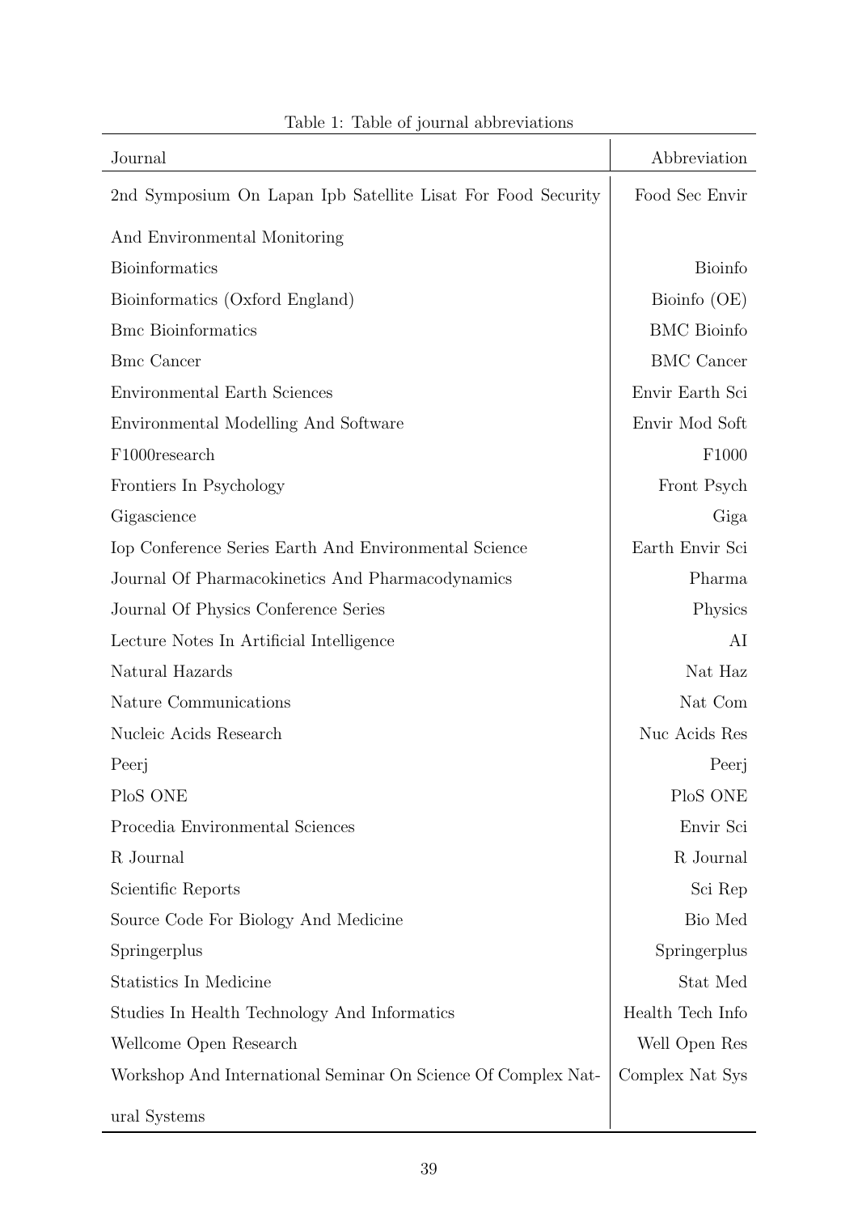Table 1: Table of journal abbreviations

| Journal | Abbreviation |
|---|---|
| 2nd Symposium On Lapan Ipb Satellite Lisat For Food Security And Environmental Monitoring | Food Sec Envir |
| Bioinformatics | Bioinfo |
| Bioinformatics (Oxford England) | Bioinfo (OE) |
| Bmc Bioinformatics | BMC Bioinfo |
| Bmc Cancer | BMC Cancer |
| Environmental Earth Sciences | Envir Earth Sci |
| Environmental Modelling And Software | Envir Mod Soft |
| F1000research | F1000 |
| Frontiers In Psychology | Front Psych |
| Gigascience | Giga |
| Iop Conference Series Earth And Environmental Science | Earth Envir Sci |
| Journal Of Pharmacokinetics And Pharmacodynamics | Pharma |
| Journal Of Physics Conference Series | Physics |
| Lecture Notes In Artificial Intelligence | AI |
| Natural Hazards | Nat Haz |
| Nature Communications | Nat Com |
| Nucleic Acids Research | Nuc Acids Res |
| Peerj | Peerj |
| PloS ONE | PloS ONE |
| Procedia Environmental Sciences | Envir Sci |
| R Journal | R Journal |
| Scientific Reports | Sci Rep |
| Source Code For Biology And Medicine | Bio Med |
| Springerplus | Springerplus |
| Statistics In Medicine | Stat Med |
| Studies In Health Technology And Informatics | Health Tech Info |
| Wellcome Open Research | Well Open Res |
| Workshop And International Seminar On Science Of Complex Natural Systems | Complex Nat Sys |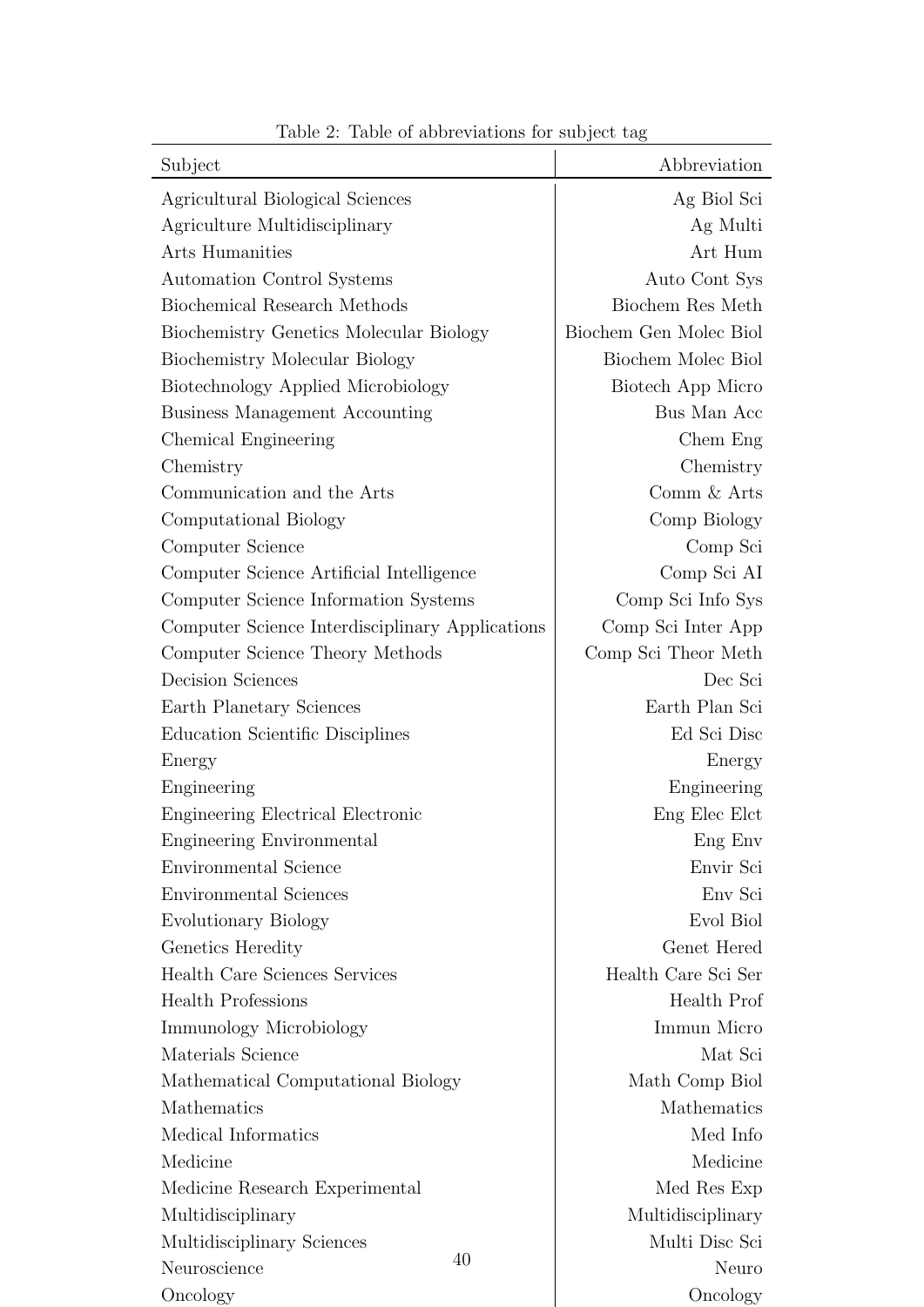Table 2: Table of abbreviations for subject tag

| Subject | Abbreviation |
| --- | --- |
| Agricultural Biological Sciences | Ag Biol Sci |
| Agriculture Multidisciplinary | Ag Multi |
| Arts Humanities | Art Hum |
| Automation Control Systems | Auto Cont Sys |
| Biochemical Research Methods | Biochem Res Meth |
| Biochemistry Genetics Molecular Biology | Biochem Gen Molec Biol |
| Biochemistry Molecular Biology | Biochem Molec Biol |
| Biotechnology Applied Microbiology | Biotech App Micro |
| Business Management Accounting | Bus Man Acc |
| Chemical Engineering | Chem Eng |
| Chemistry | Chemistry |
| Communication and the Arts | Comm & Arts |
| Computational Biology | Comp Biology |
| Computer Science | Comp Sci |
| Computer Science Artificial Intelligence | Comp Sci AI |
| Computer Science Information Systems | Comp Sci Info Sys |
| Computer Science Interdisciplinary Applications | Comp Sci Inter App |
| Computer Science Theory Methods | Comp Sci Theor Meth |
| Decision Sciences | Dec Sci |
| Earth Planetary Sciences | Earth Plan Sci |
| Education Scientific Disciplines | Ed Sci Disc |
| Energy | Energy |
| Engineering | Engineering |
| Engineering Electrical Electronic | Eng Elec Elct |
| Engineering Environmental | Eng Env |
| Environmental Science | Envir Sci |
| Environmental Sciences | Env Sci |
| Evolutionary Biology | Evol Biol |
| Genetics Heredity | Genet Hered |
| Health Care Sciences Services | Health Care Sci Ser |
| Health Professions | Health Prof |
| Immunology Microbiology | Immun Micro |
| Materials Science | Mat Sci |
| Mathematical Computational Biology | Math Comp Biol |
| Mathematics | Mathematics |
| Medical Informatics | Med Info |
| Medicine | Medicine |
| Medicine Research Experimental | Med Res Exp |
| Multidisciplinary | Multidisciplinary |
| Multidisciplinary Sciences | Multi Disc Sci |
| Neuroscience | Neuro |
| Oncology | Oncology |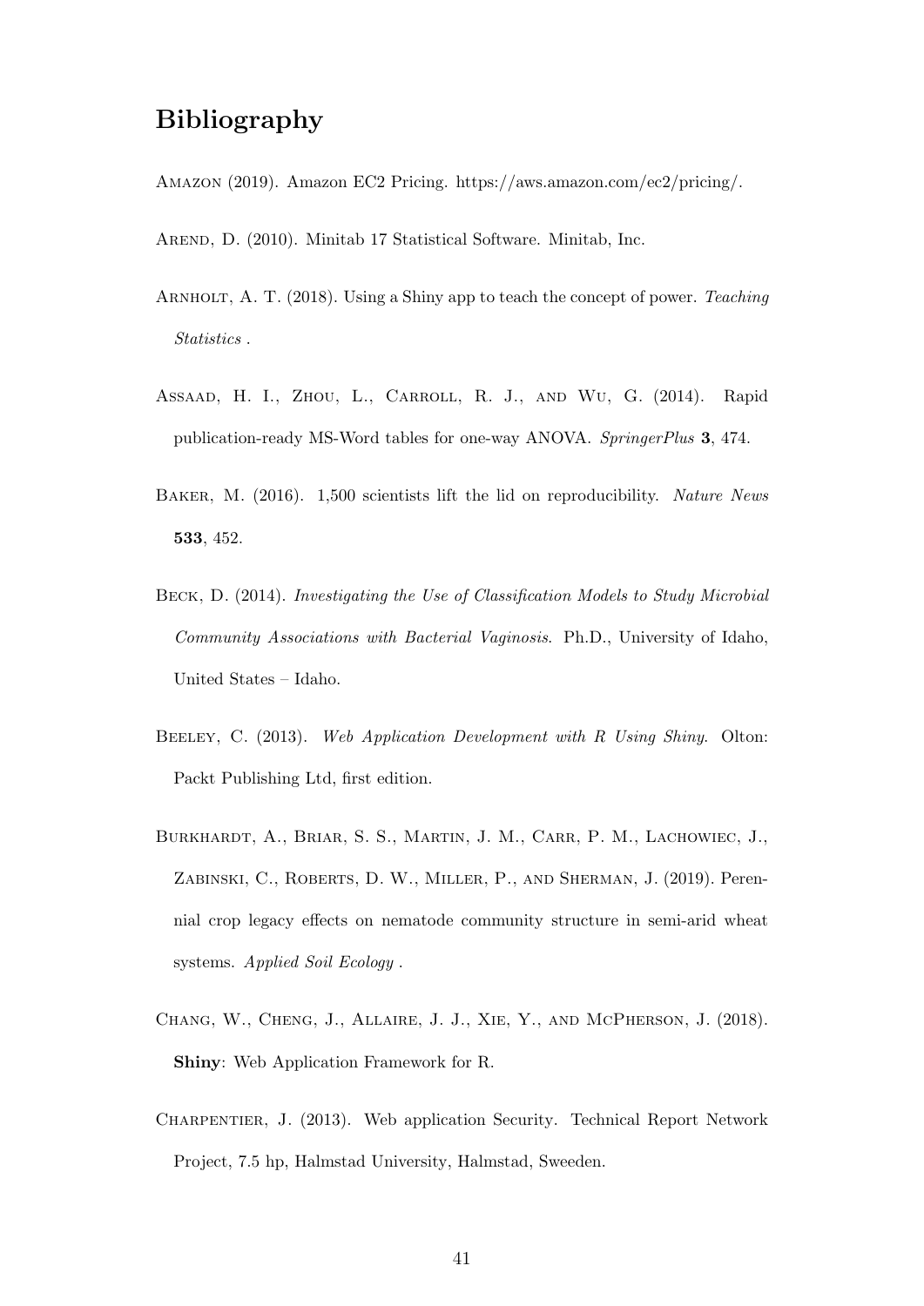# Bibliography

AMAZON (2019). Amazon EC2 Pricing. https://aws.amazon.com/ec2/pricing/.

AREND, D. (2010). Minitab 17 Statistical Software. Minitab, Inc.

ARNHOLT, A. T. (2018). Using a Shiny app to teach the concept of power. *Teaching Statistics* .

ASSAAD, H. I., ZHOU, L., CARROLL, R. J., AND WU, G. (2014). Rapid publication-ready MS-Word tables for one-way ANOVA. *SpringerPlus* **3**, 474.

BAKER, M. (2016). 1,500 scientists lift the lid on reproducibility. *Nature News* **533**, 452.

BECK, D. (2014). *Investigating the Use of Classification Models to Study Microbial Community Associations with Bacterial Vaginosis*. Ph.D., University of Idaho, United States – Idaho.

BEELEY, C. (2013). *Web Application Development with R Using Shiny*. Olton: Packt Publishing Ltd, first edition.

BURKHARDT, A., BRIAR, S. S., MARTIN, J. M., CARR, P. M., LACHOWIEC, J., ZABINSKI, C., ROBERTS, D. W., MILLER, P., AND SHERMAN, J. (2019). Perennial crop legacy effects on nematode community structure in semi-arid wheat systems. *Applied Soil Ecology* .

CHANG, W., CHENG, J., ALLAIRE, J. J., XIE, Y., AND MCPHERSON, J. (2018). **Shiny**: Web Application Framework for R.

CHARPENTIER, J. (2013). Web application Security. Technical Report Network Project, 7.5 hp, Halmstad University, Halmstad, Sweeden.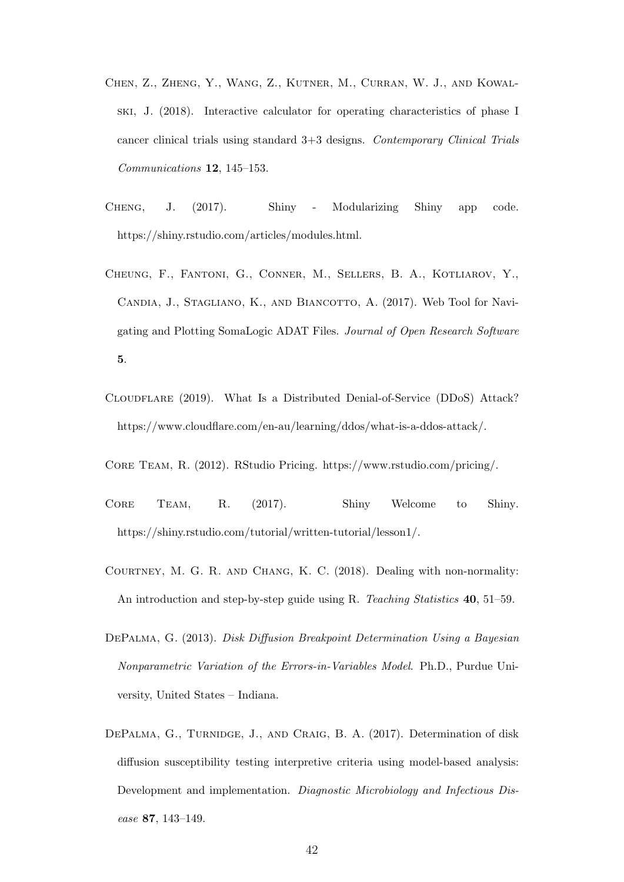Chen, Z., Zheng, Y., Wang, Z., Kutner, M., Curran, W. J., and Kowalski, J. (2018). Interactive calculator for operating characteristics of phase I cancer clinical trials using standard 3+3 designs. *Contemporary Clinical Trials Communications* **12**, 145–153.

Cheng, J. (2017). Shiny - Modularizing Shiny app code. https://shiny.rstudio.com/articles/modules.html.

Cheung, F., Fantoni, G., Conner, M., Sellers, B. A., Kotliarov, Y., Candia, J., Stagliano, K., and Biancotto, A. (2017). Web Tool for Navigating and Plotting SomaLogic ADAT Files. *Journal of Open Research Software* **5**.

Cloudflare (2019). What Is a Distributed Denial-of-Service (DDoS) Attack? https://www.cloudflare.com/en-au/learning/ddos/what-is-a-ddos-attack/.

Core Team, R. (2012). RStudio Pricing. https://www.rstudio.com/pricing/.

Core Team, R. (2017). Shiny Welcome to Shiny. https://shiny.rstudio.com/tutorial/written-tutorial/lesson1/.

Courtney, M. G. R. and Chang, K. C. (2018). Dealing with non-normality: An introduction and step-by-step guide using R. *Teaching Statistics* **40**, 51–59.

DePalma, G. (2013). *Disk Diffusion Breakpoint Determination Using a Bayesian Nonparametric Variation of the Errors-in-Variables Model*. Ph.D., Purdue University, United States – Indiana.

DePalma, G., Turnidge, J., and Craig, B. A. (2017). Determination of disk diffusion susceptibility testing interpretive criteria using model-based analysis: Development and implementation. *Diagnostic Microbiology and Infectious Disease* **87**, 143–149.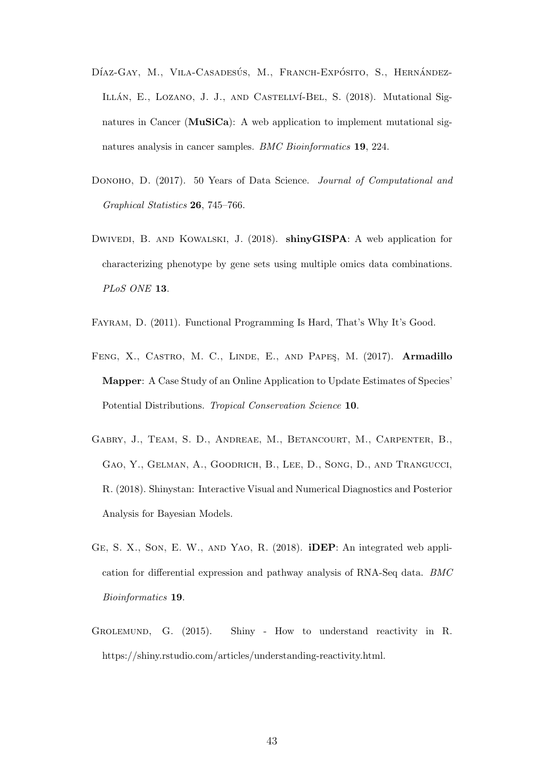Díaz-Gay, M., Vila-Casadesús, M., Franch-Expósito, S., Hernández-Illán, E., Lozano, J. J., and Castellví-Bel, S. (2018). Mutational Signatures in Cancer (**MuSiCa**): A web application to implement mutational signatures analysis in cancer samples. *BMC Bioinformatics* **19**, 224.

Donoho, D. (2017). 50 Years of Data Science. *Journal of Computational and Graphical Statistics* **26**, 745–766.

Dwivedi, B. and Kowalski, J. (2018). **shinyGISPA**: A web application for characterizing phenotype by gene sets using multiple omics data combinations. *PLoS ONE* **13**.

Fayram, D. (2011). Functional Programming Is Hard, That's Why It's Good.

Feng, X., Castro, M. C., Linde, E., and Papeş, M. (2017). **Armadillo Mapper**: A Case Study of an Online Application to Update Estimates of Species' Potential Distributions. *Tropical Conservation Science* **10**.

Gabry, J., Team, S. D., Andreae, M., Betancourt, M., Carpenter, B., Gao, Y., Gelman, A., Goodrich, B., Lee, D., Song, D., and Trangucci, R. (2018). Shinystan: Interactive Visual and Numerical Diagnostics and Posterior Analysis for Bayesian Models.

Ge, S. X., Son, E. W., and Yao, R. (2018). **iDEP**: An integrated web application for differential expression and pathway analysis of RNA-Seq data. *BMC Bioinformatics* **19**.

Grolemund, G. (2015). Shiny - How to understand reactivity in R. https://shiny.rstudio.com/articles/understanding-reactivity.html.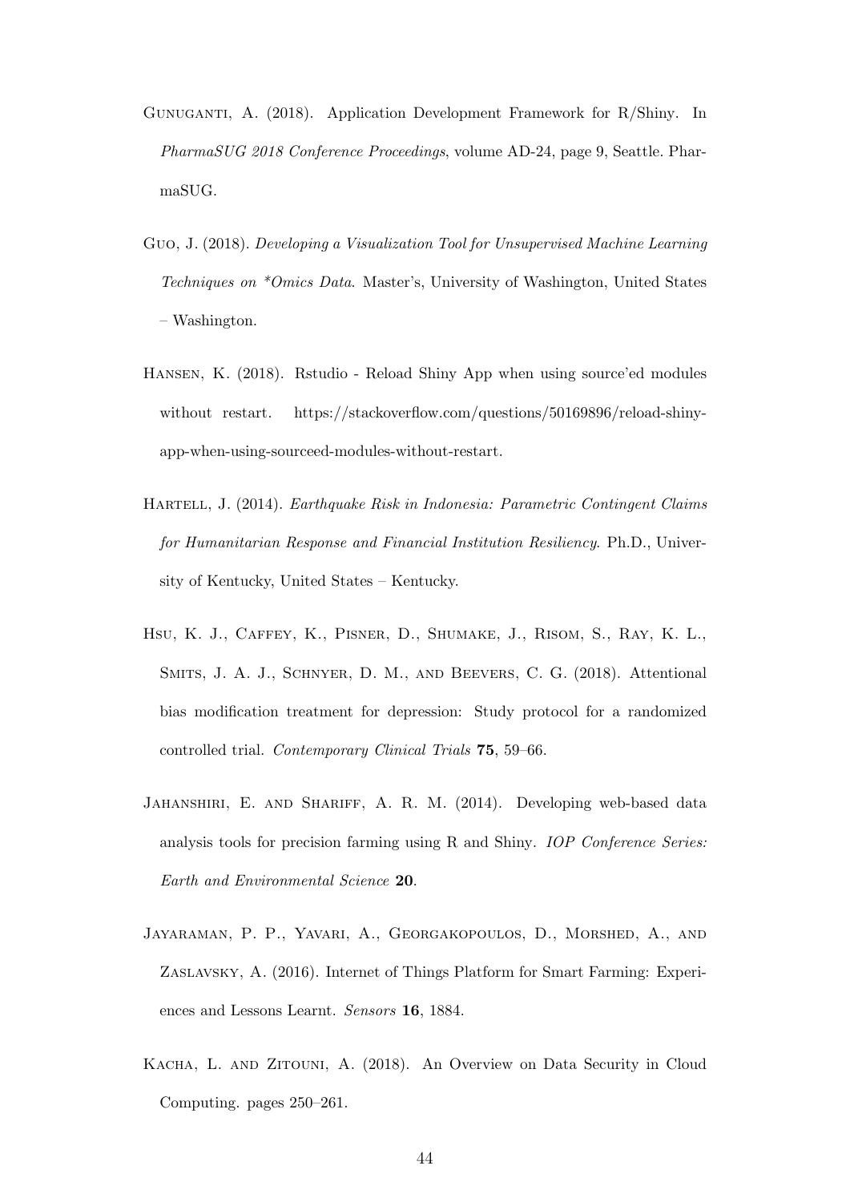Gunuganti, A. (2018). Application Development Framework for R/Shiny. In *PharmaSUG 2018 Conference Proceedings*, volume AD-24, page 9, Seattle. PharmaSUG.

Guo, J. (2018). *Developing a Visualization Tool for Unsupervised Machine Learning Techniques on *Omics Data*. Master's, University of Washington, United States – Washington.

Hansen, K. (2018). Rstudio - Reload Shiny App when using source'ed modules without restart. https://stackoverflow.com/questions/50169896/reload-shiny-app-when-using-sourceed-modules-without-restart.

Hartell, J. (2014). *Earthquake Risk in Indonesia: Parametric Contingent Claims for Humanitarian Response and Financial Institution Resiliency*. Ph.D., University of Kentucky, United States – Kentucky.

Hsu, K. J., Caffey, K., Pisner, D., Shumake, J., Risom, S., Ray, K. L., Smits, J. A. J., Schnyer, D. M., and Beevers, C. G. (2018). Attentional bias modification treatment for depression: Study protocol for a randomized controlled trial. *Contemporary Clinical Trials* **75**, 59–66.

Jahanshiri, E. and Shariff, A. R. M. (2014). Developing web-based data analysis tools for precision farming using R and Shiny. *IOP Conference Series: Earth and Environmental Science* **20**.

Jayaraman, P. P., Yavari, A., Georgakopoulos, D., Morshed, A., and Zaslavsky, A. (2016). Internet of Things Platform for Smart Farming: Experiences and Lessons Learnt. *Sensors* **16**, 1884.

Kacha, L. and Zitouni, A. (2018). An Overview on Data Security in Cloud Computing. pages 250–261.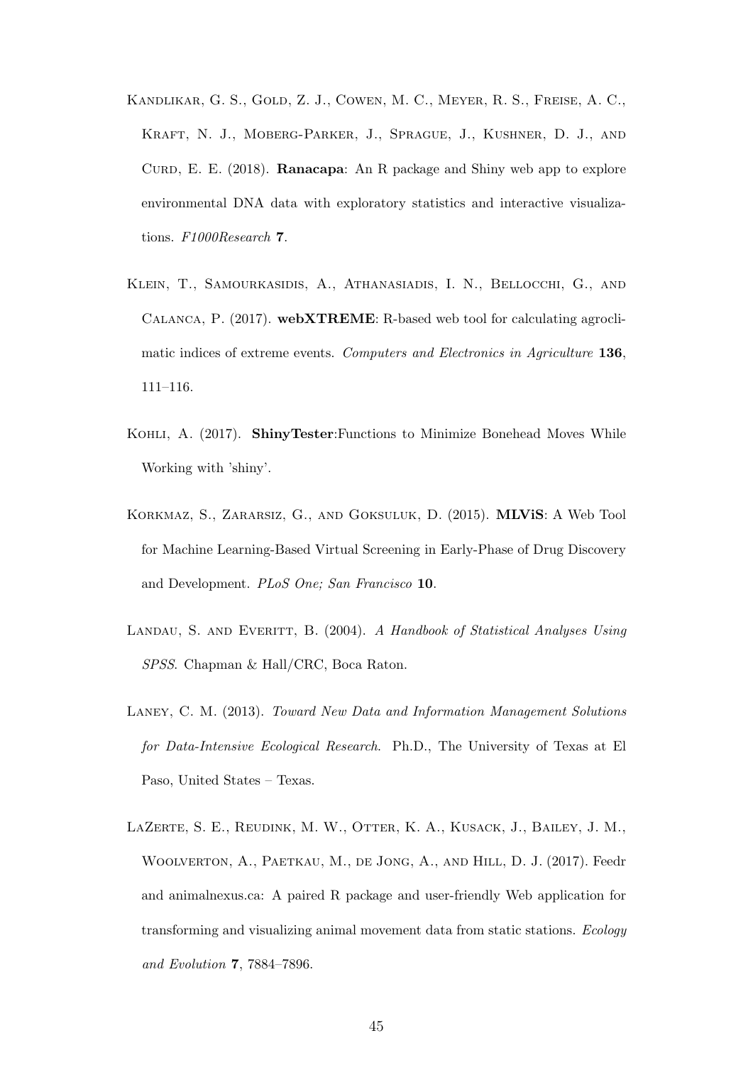Kandlikar, G. S., Gold, Z. J., Cowen, M. C., Meyer, R. S., Freise, A. C., Kraft, N. J., Moberg-Parker, J., Sprague, J., Kushner, D. J., and Curd, E. E. (2018). **Ranacapa**: An R package and Shiny web app to explore environmental DNA data with exploratory statistics and interactive visualizations. *F1000Research* **7**.

Klein, T., Samourkasidis, A., Athanasiadis, I. N., Bellocchi, G., and Calanca, P. (2017). **webXTREME**: R-based web tool for calculating agroclimatic indices of extreme events. *Computers and Electronics in Agriculture* **136**, 111–116.

Kohli, A. (2017). **ShinyTester**:Functions to Minimize Bonehead Moves While Working with 'shiny'.

Korkmaz, S., Zararsiz, G., and Goksuluk, D. (2015). **MLViS**: A Web Tool for Machine Learning-Based Virtual Screening in Early-Phase of Drug Discovery and Development. *PLoS One; San Francisco* **10**.

Landau, S. and Everitt, B. (2004). *A Handbook of Statistical Analyses Using SPSS*. Chapman & Hall/CRC, Boca Raton.

Laney, C. M. (2013). *Toward New Data and Information Management Solutions for Data-Intensive Ecological Research*. Ph.D., The University of Texas at El Paso, United States – Texas.

LaZerte, S. E., Reudink, M. W., Otter, K. A., Kusack, J., Bailey, J. M., Woolverton, A., Paetkau, M., de Jong, A., and Hill, D. J. (2017). Feedr and animalnexus.ca: A paired R package and user-friendly Web application for transforming and visualizing animal movement data from static stations. *Ecology and Evolution* **7**, 7884–7896.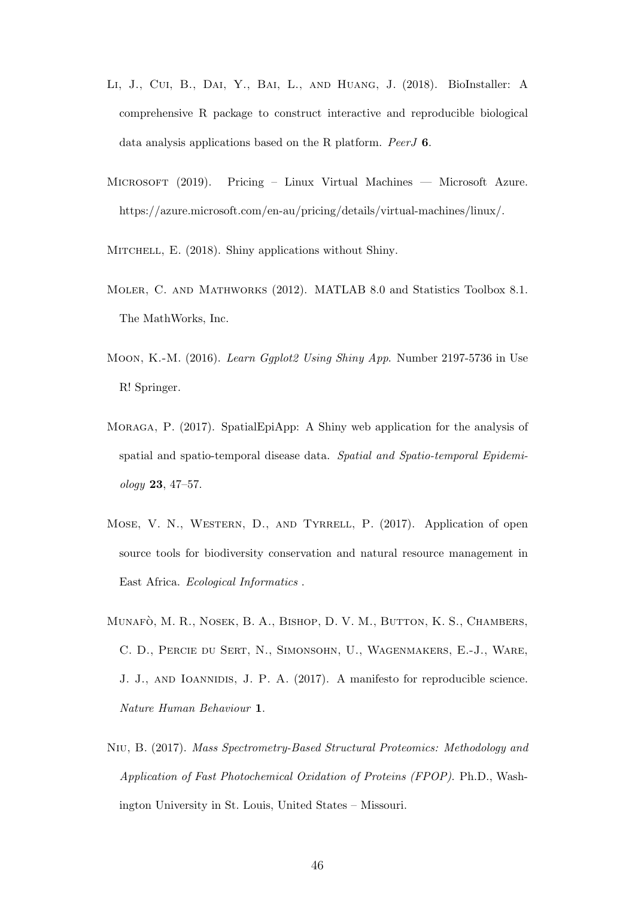Li, J., Cui, B., Dai, Y., Bai, L., and Huang, J. (2018). BioInstaller: A comprehensive R package to construct interactive and reproducible biological data analysis applications based on the R platform. *PeerJ* **6**.

Microsoft (2019). Pricing – Linux Virtual Machines — Microsoft Azure. https://azure.microsoft.com/en-au/pricing/details/virtual-machines/linux/.

Mitchell, E. (2018). Shiny applications without Shiny.

Moler, C. and Mathworks (2012). MATLAB 8.0 and Statistics Toolbox 8.1. The MathWorks, Inc.

Moon, K.-M. (2016). *Learn Ggplot2 Using Shiny App*. Number 2197-5736 in Use R! Springer.

Moraga, P. (2017). SpatialEpiApp: A Shiny web application for the analysis of spatial and spatio-temporal disease data. *Spatial and Spatio-temporal Epidemiology* **23**, 47–57.

Mose, V. N., Western, D., and Tyrrell, P. (2017). Application of open source tools for biodiversity conservation and natural resource management in East Africa. *Ecological Informatics* .

Munafò, M. R., Nosek, B. A., Bishop, D. V. M., Button, K. S., Chambers, C. D., Percie du Sert, N., Simonsohn, U., Wagenmakers, E.-J., Ware, J. J., and Ioannidis, J. P. A. (2017). A manifesto for reproducible science. *Nature Human Behaviour* **1**.

Niu, B. (2017). *Mass Spectrometry-Based Structural Proteomics: Methodology and Application of Fast Photochemical Oxidation of Proteins (FPOP)*. Ph.D., Washington University in St. Louis, United States – Missouri.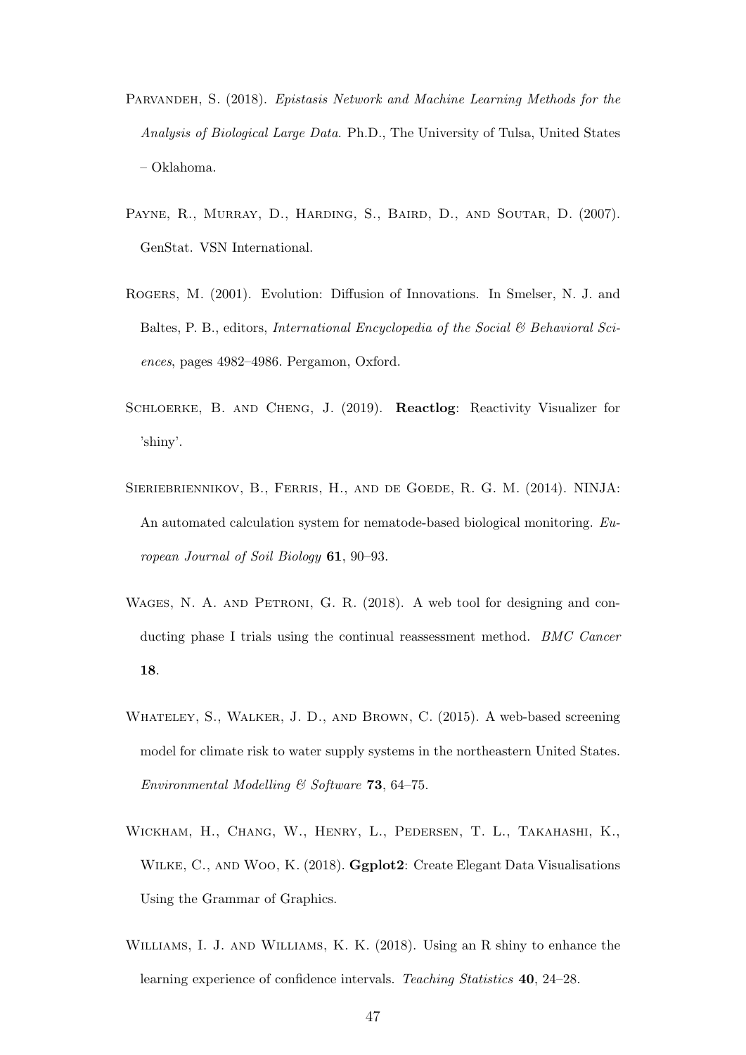Parvandeh, S. (2018). *Epistasis Network and Machine Learning Methods for the Analysis of Biological Large Data*. Ph.D., The University of Tulsa, United States – Oklahoma.

Payne, R., Murray, D., Harding, S., Baird, D., and Soutar, D. (2007). GenStat. VSN International.

Rogers, M. (2001). Evolution: Diffusion of Innovations. In Smelser, N. J. and Baltes, P. B., editors, *International Encyclopedia of the Social & Behavioral Sciences*, pages 4982–4986. Pergamon, Oxford.

Schloerke, B. and Cheng, J. (2019). **Reactlog**: Reactivity Visualizer for 'shiny'.

Sieriebriennikov, B., Ferris, H., and de Goede, R. G. M. (2014). NINJA: An automated calculation system for nematode-based biological monitoring. *European Journal of Soil Biology* **61**, 90–93.

Wages, N. A. and Petroni, G. R. (2018). A web tool for designing and conducting phase I trials using the continual reassessment method. *BMC Cancer* **18**.

Whateley, S., Walker, J. D., and Brown, C. (2015). A web-based screening model for climate risk to water supply systems in the northeastern United States. *Environmental Modelling & Software* **73**, 64–75.

Wickham, H., Chang, W., Henry, L., Pedersen, T. L., Takahashi, K., Wilke, C., and Woo, K. (2018). **Ggplot2**: Create Elegant Data Visualisations Using the Grammar of Graphics.

Williams, I. J. and Williams, K. K. (2018). Using an R shiny to enhance the learning experience of confidence intervals. *Teaching Statistics* **40**, 24–28.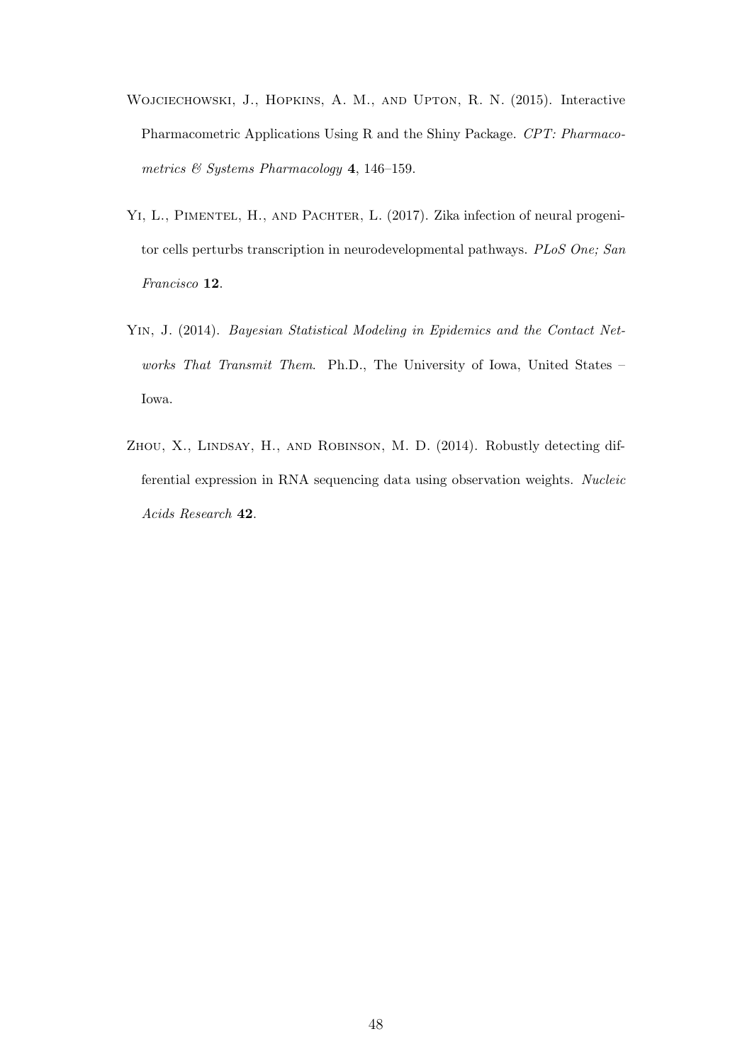Wojciechowski, J., Hopkins, A. M., and Upton, R. N. (2015). Interactive Pharmacometric Applications Using R and the Shiny Package. *CPT: Pharmacometrics & Systems Pharmacology* **4**, 146–159.

Yi, L., Pimentel, H., and Pachter, L. (2017). Zika infection of neural progenitor cells perturbs transcription in neurodevelopmental pathways. *PLoS One; San Francisco* **12**.

Yin, J. (2014). *Bayesian Statistical Modeling in Epidemics and the Contact Networks That Transmit Them*. Ph.D., The University of Iowa, United States – Iowa.

Zhou, X., Lindsay, H., and Robinson, M. D. (2014). Robustly detecting differential expression in RNA sequencing data using observation weights. *Nucleic Acids Research* **42**.